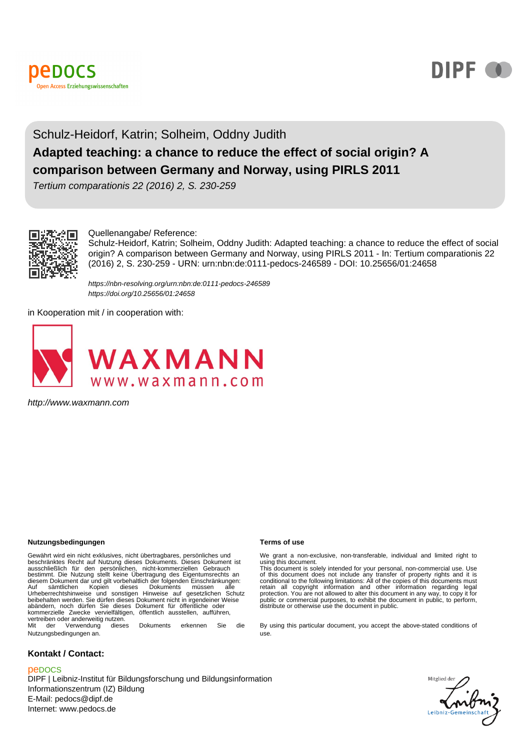Schulz-Heidorf, Katrin; Solheim, Oddny Judith

# Adapted teaching: a chance to reduce the effect of social origin? A comparison between Germany and Norway, using PIRLS 2011

*Tertium comparationis 22 (2016) 2, S. 230-259*

Quellenangabe/ Reference:
Schulz-Heidorf, Katrin; Solheim, Oddny Judith: Adapted teaching: a chance to reduce the effect of social origin? A comparison between Germany and Norway, using PIRLS 2011 - In: Tertium comparationis 22 (2016) 2, S. 230-259 - URN: urn:nbn:de:0111-pedocs-246589 - DOI: 10.25656/01:24658

*https://nbn-resolving.org/urn:nbn:de:0111-pedocs-246589*
*https://doi.org/10.25656/01:24658*

in Kooperation mit / in cooperation with:

WAXMANN
www.waxmann.com

*http://www.waxmann.com*

**Nutzungsbedingungen**

Gewährt wird ein nicht exklusives, nicht übertragbares, persönliches und beschränktes Recht auf Nutzung dieses Dokuments. Dieses Dokument ist ausschließlich für den persönlichen, nicht-kommerziellen Gebrauch bestimmt. Die Nutzung stellt keine Übertragung des Eigentumsrechts an diesem Dokument dar und gilt vorbehaltlich der folgenden Einschränkungen: Auf sämtlichen Kopien dieses Dokuments müssen alle Urheberrechtshinweise und sonstigen Hinweise auf gesetzlichen Schutz beibehalten werden. Sie dürfen dieses Dokument nicht in irgendeiner Weise abändern, noch dürfen Sie dieses Dokument für öffentliche oder kommerzielle Zwecke vervielfältigen, öffentlich ausstellen, aufführen, vertreiben oder anderweitig nutzen.
Mit der Verwendung dieses Dokuments erkennen Sie die Nutzungsbedingungen an.

**Terms of use**

We grant a non-exclusive, non-transferable, individual and limited right to using this document.
This document is solely intended for your personal, non-commercial use. Use of this document does not include any transfer of property rights and it is conditional to the following limitations: All of the copies of this documents must retain all copyright information and other information regarding legal protection. You are not allowed to alter this document in any way, to copy it for public or commercial purposes, to exhibit the document in public, to perform, distribute or otherwise use the document in public.

By using this particular document, you accept the above-stated conditions of use.

**Kontakt / Contact:**

peDOCS
DIPF | Leibniz-Institut für Bildungsforschung und Bildungsinformation
Informationszentrum (IZ) Bildung
E-Mail: pedocs@dipf.de
Internet: www.pedocs.de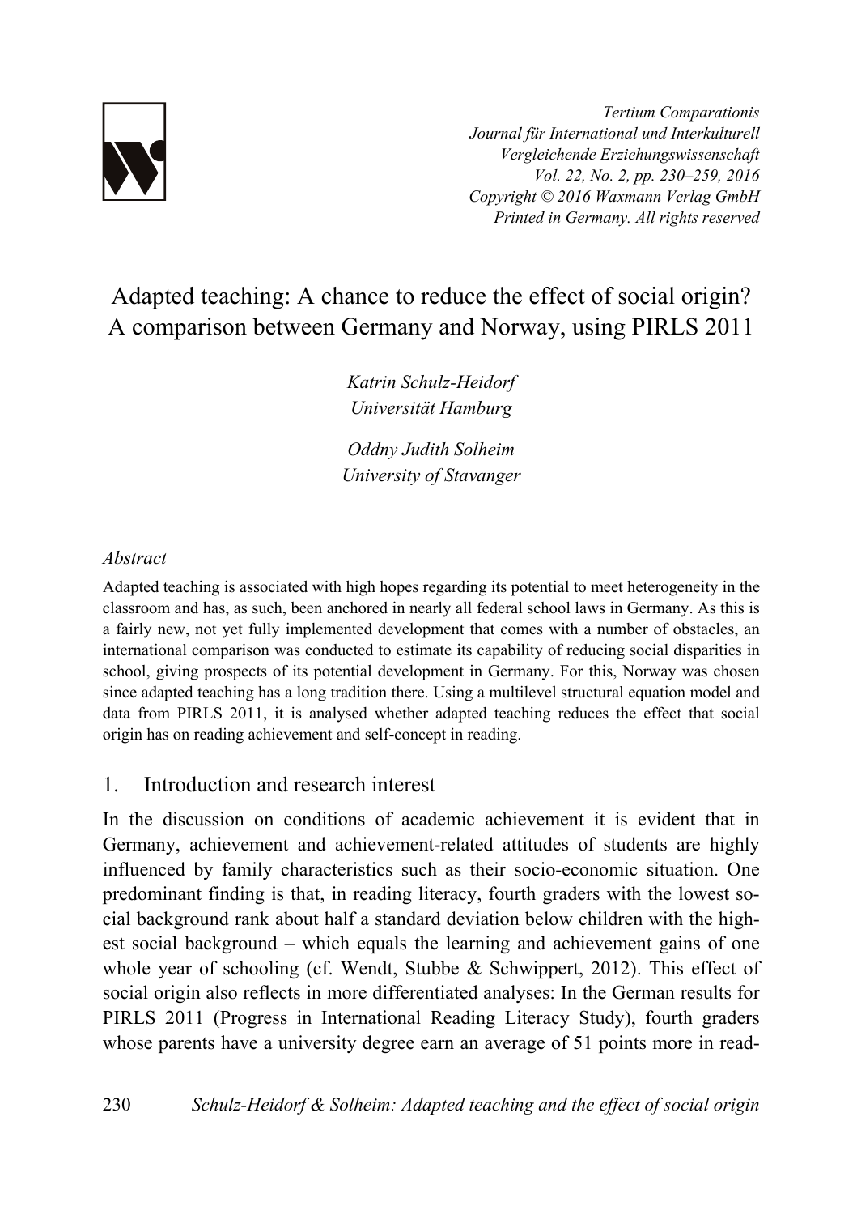# Adapted teaching: A chance to reduce the effect of social origin? A comparison between Germany and Norway, using PIRLS 2011

*Katrin Schulz-Heidorf*
*Universität Hamburg*

*Oddny Judith Solheim*
*University of Stavanger*

*Abstract*

Adapted teaching is associated with high hopes regarding its potential to meet heterogeneity in the classroom and has, as such, been anchored in nearly all federal school laws in Germany. As this is a fairly new, not yet fully implemented development that comes with a number of obstacles, an international comparison was conducted to estimate its capability of reducing social disparities in school, giving prospects of its potential development in Germany. For this, Norway was chosen since adapted teaching has a long tradition there. Using a multilevel structural equation model and data from PIRLS 2011, it is analysed whether adapted teaching reduces the effect that social origin has on reading achievement and self-concept in reading.

## 1. Introduction and research interest

In the discussion on conditions of academic achievement it is evident that in Germany, achievement and achievement-related attitudes of students are highly influenced by family characteristics such as their socio-economic situation. One predominant finding is that, in reading literacy, fourth graders with the lowest social background rank about half a standard deviation below children with the highest social background – which equals the learning and achievement gains of one whole year of schooling (cf. Wendt, Stubbe & Schwippert, 2012). This effect of social origin also reflects in more differentiated analyses: In the German results for PIRLS 2011 (Progress in International Reading Literacy Study), fourth graders whose parents have a university degree earn an average of 51 points more in read-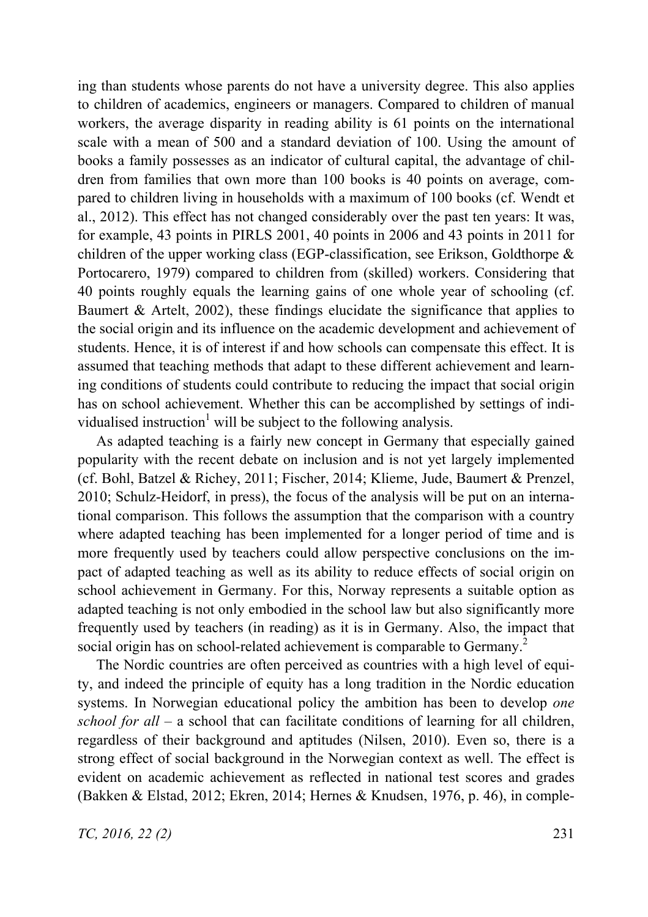ing than students whose parents do not have a university degree. This also applies to children of academics, engineers or managers. Compared to children of manual workers, the average disparity in reading ability is 61 points on the international scale with a mean of 500 and a standard deviation of 100. Using the amount of books a family possesses as an indicator of cultural capital, the advantage of children from families that own more than 100 books is 40 points on average, compared to children living in households with a maximum of 100 books (cf. Wendt et al., 2012). This effect has not changed considerably over the past ten years: It was, for example, 43 points in PIRLS 2001, 40 points in 2006 and 43 points in 2011 for children of the upper working class (EGP-classification, see Erikson, Goldthorpe & Portocarero, 1979) compared to children from (skilled) workers. Considering that 40 points roughly equals the learning gains of one whole year of schooling (cf. Baumert & Artelt, 2002), these findings elucidate the significance that applies to the social origin and its influence on the academic development and achievement of students. Hence, it is of interest if and how schools can compensate this effect. It is assumed that teaching methods that adapt to these different achievement and learning conditions of students could contribute to reducing the impact that social origin has on school achievement. Whether this can be accomplished by settings of individualised instruction[1] will be subject to the following analysis.

As adapted teaching is a fairly new concept in Germany that especially gained popularity with the recent debate on inclusion and is not yet largely implemented (cf. Bohl, Batzel & Richey, 2011; Fischer, 2014; Klieme, Jude, Baumert & Prenzel, 2010; Schulz-Heidorf, in press), the focus of the analysis will be put on an international comparison. This follows the assumption that the comparison with a country where adapted teaching has been implemented for a longer period of time and is more frequently used by teachers could allow perspective conclusions on the impact of adapted teaching as well as its ability to reduce effects of social origin on school achievement in Germany. For this, Norway represents a suitable option as adapted teaching is not only embodied in the school law but also significantly more frequently used by teachers (in reading) as it is in Germany. Also, the impact that social origin has on school-related achievement is comparable to Germany.[2]

The Nordic countries are often perceived as countries with a high level of equity, and indeed the principle of equity has a long tradition in the Nordic education systems. In Norwegian educational policy the ambition has been to develop *one school for all* – a school that can facilitate conditions of learning for all children, regardless of their background and aptitudes (Nilsen, 2010). Even so, there is a strong effect of social background in the Norwegian context as well. The effect is evident on academic achievement as reflected in national test scores and grades (Bakken & Elstad, 2012; Ekren, 2014; Hernes & Knudsen, 1976, p. 46), in comple-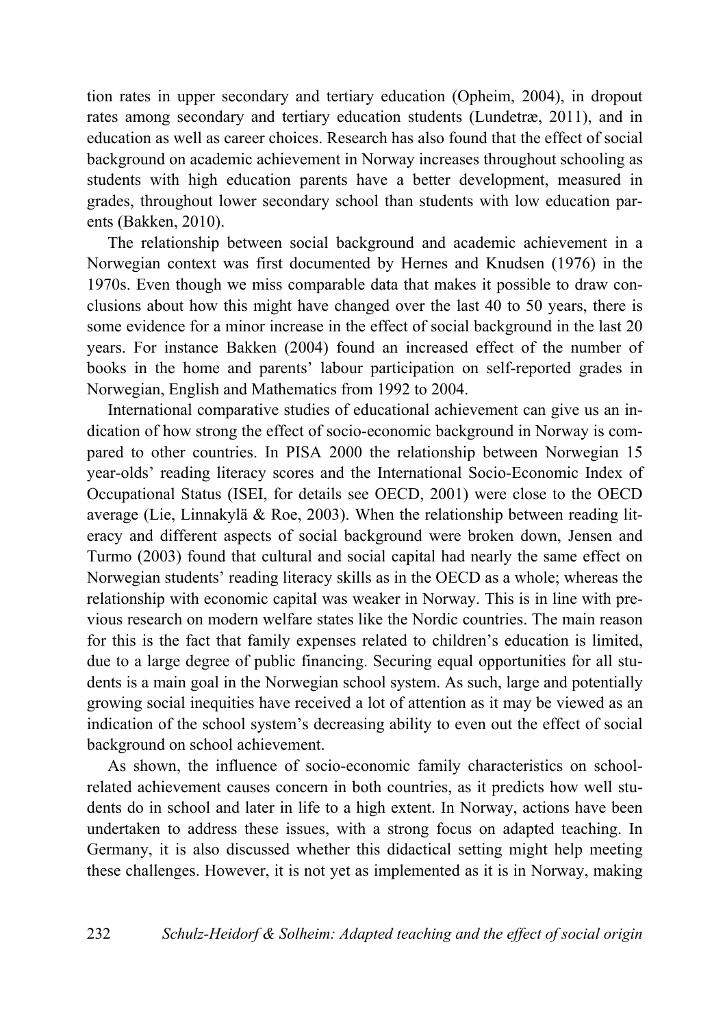tion rates in upper secondary and tertiary education (Opheim, 2004), in dropout rates among secondary and tertiary education students (Lundetræ, 2011), and in education as well as career choices. Research has also found that the effect of social background on academic achievement in Norway increases throughout schooling as students with high education parents have a better development, measured in grades, throughout lower secondary school than students with low education parents (Bakken, 2010).

The relationship between social background and academic achievement in a Norwegian context was first documented by Hernes and Knudsen (1976) in the 1970s. Even though we miss comparable data that makes it possible to draw conclusions about how this might have changed over the last 40 to 50 years, there is some evidence for a minor increase in the effect of social background in the last 20 years. For instance Bakken (2004) found an increased effect of the number of books in the home and parents' labour participation on self-reported grades in Norwegian, English and Mathematics from 1992 to 2004.

International comparative studies of educational achievement can give us an indication of how strong the effect of socio-economic background in Norway is compared to other countries. In PISA 2000 the relationship between Norwegian 15 year-olds' reading literacy scores and the International Socio-Economic Index of Occupational Status (ISEI, for details see OECD, 2001) were close to the OECD average (Lie, Linnakylä & Roe, 2003). When the relationship between reading literacy and different aspects of social background were broken down, Jensen and Turmo (2003) found that cultural and social capital had nearly the same effect on Norwegian students' reading literacy skills as in the OECD as a whole; whereas the relationship with economic capital was weaker in Norway. This is in line with previous research on modern welfare states like the Nordic countries. The main reason for this is the fact that family expenses related to children's education is limited, due to a large degree of public financing. Securing equal opportunities for all students is a main goal in the Norwegian school system. As such, large and potentially growing social inequities have received a lot of attention as it may be viewed as an indication of the school system's decreasing ability to even out the effect of social background on school achievement.

As shown, the influence of socio-economic family characteristics on school-related achievement causes concern in both countries, as it predicts how well students do in school and later in life to a high extent. In Norway, actions have been undertaken to address these issues, with a strong focus on adapted teaching. In Germany, it is also discussed whether this didactical setting might help meeting these challenges. However, it is not yet as implemented as it is in Norway, making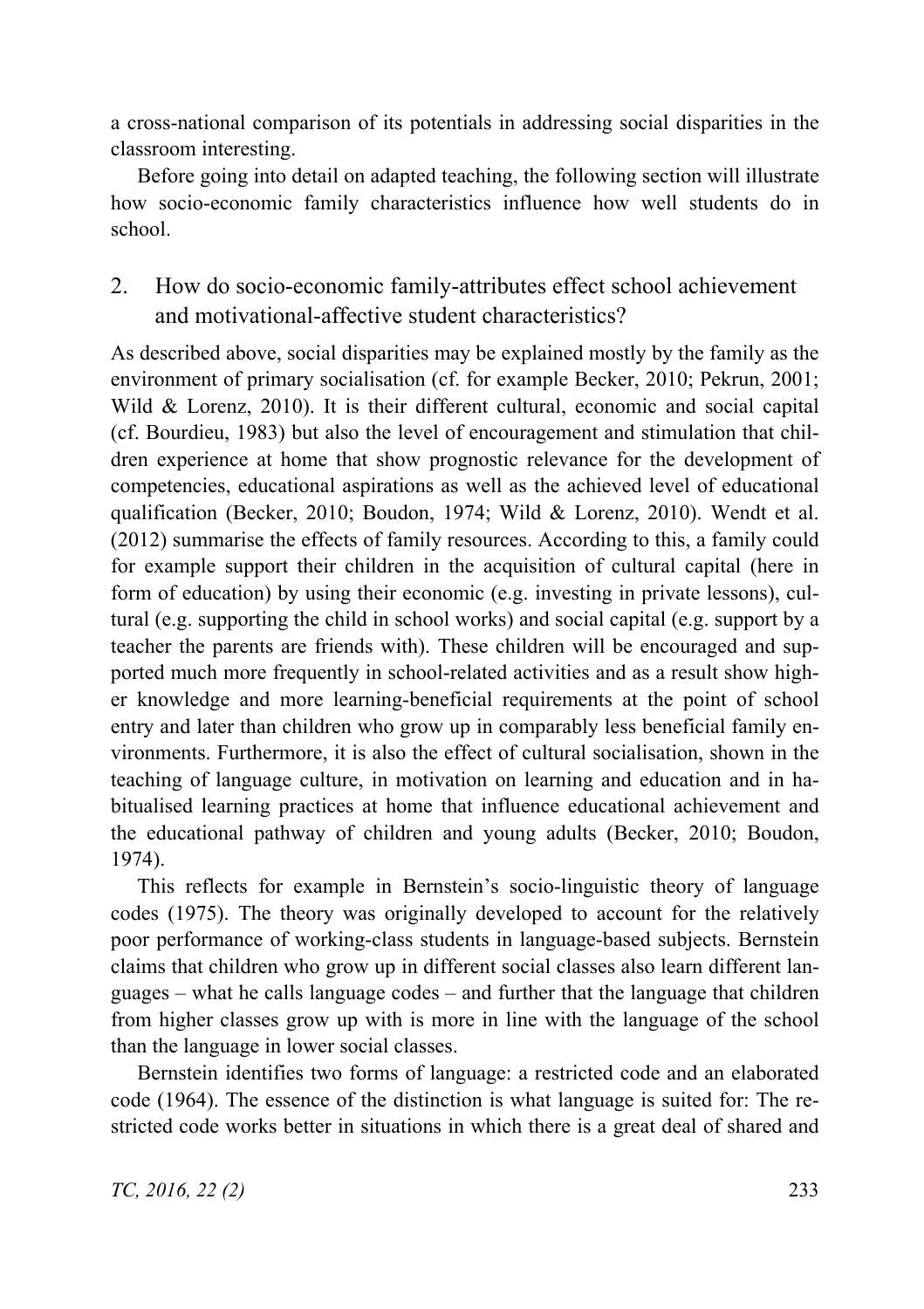a cross-national comparison of its potentials in addressing social disparities in the classroom interesting.

Before going into detail on adapted teaching, the following section will illustrate how socio-economic family characteristics influence how well students do in school.

## 2. How do socio-economic family-attributes effect school achievement and motivational-affective student characteristics?

As described above, social disparities may be explained mostly by the family as the environment of primary socialisation (cf. for example Becker, 2010; Pekrun, 2001; Wild & Lorenz, 2010). It is their different cultural, economic and social capital (cf. Bourdieu, 1983) but also the level of encouragement and stimulation that children experience at home that show prognostic relevance for the development of competencies, educational aspirations as well as the achieved level of educational qualification (Becker, 2010; Boudon, 1974; Wild & Lorenz, 2010). Wendt et al. (2012) summarise the effects of family resources. According to this, a family could for example support their children in the acquisition of cultural capital (here in form of education) by using their economic (e.g. investing in private lessons), cultural (e.g. supporting the child in school works) and social capital (e.g. support by a teacher the parents are friends with). These children will be encouraged and supported much more frequently in school-related activities and as a result show higher knowledge and more learning-beneficial requirements at the point of school entry and later than children who grow up in comparably less beneficial family environments. Furthermore, it is also the effect of cultural socialisation, shown in the teaching of language culture, in motivation on learning and education and in habitualised learning practices at home that influence educational achievement and the educational pathway of children and young adults (Becker, 2010; Boudon, 1974).

This reflects for example in Bernstein's socio-linguistic theory of language codes (1975). The theory was originally developed to account for the relatively poor performance of working-class students in language-based subjects. Bernstein claims that children who grow up in different social classes also learn different languages – what he calls language codes – and further that the language that children from higher classes grow up with is more in line with the language of the school than the language in lower social classes.

Bernstein identifies two forms of language: a restricted code and an elaborated code (1964). The essence of the distinction is what language is suited for: The restricted code works better in situations in which there is a great deal of shared and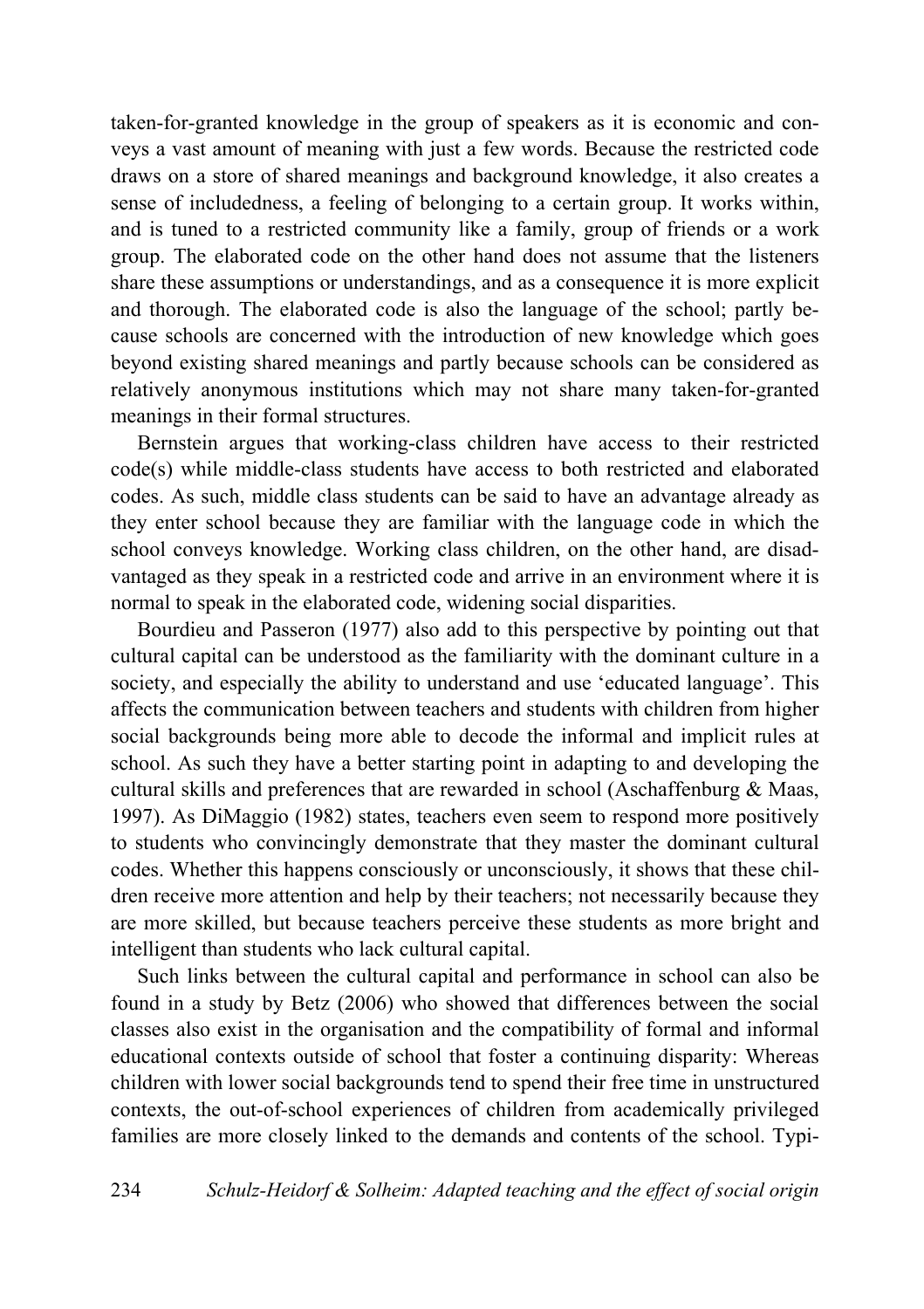taken-for-granted knowledge in the group of speakers as it is economic and conveys a vast amount of meaning with just a few words. Because the restricted code draws on a store of shared meanings and background knowledge, it also creates a sense of includedness, a feeling of belonging to a certain group. It works within, and is tuned to a restricted community like a family, group of friends or a work group. The elaborated code on the other hand does not assume that the listeners share these assumptions or understandings, and as a consequence it is more explicit and thorough. The elaborated code is also the language of the school; partly because schools are concerned with the introduction of new knowledge which goes beyond existing shared meanings and partly because schools can be considered as relatively anonymous institutions which may not share many taken-for-granted meanings in their formal structures.

Bernstein argues that working-class children have access to their restricted code(s) while middle-class students have access to both restricted and elaborated codes. As such, middle class students can be said to have an advantage already as they enter school because they are familiar with the language code in which the school conveys knowledge. Working class children, on the other hand, are disadvantaged as they speak in a restricted code and arrive in an environment where it is normal to speak in the elaborated code, widening social disparities.

Bourdieu and Passeron (1977) also add to this perspective by pointing out that cultural capital can be understood as the familiarity with the dominant culture in a society, and especially the ability to understand and use 'educated language'. This affects the communication between teachers and students with children from higher social backgrounds being more able to decode the informal and implicit rules at school. As such they have a better starting point in adapting to and developing the cultural skills and preferences that are rewarded in school (Aschaffenburg & Maas, 1997). As DiMaggio (1982) states, teachers even seem to respond more positively to students who convincingly demonstrate that they master the dominant cultural codes. Whether this happens consciously or unconsciously, it shows that these children receive more attention and help by their teachers; not necessarily because they are more skilled, but because teachers perceive these students as more bright and intelligent than students who lack cultural capital.

Such links between the cultural capital and performance in school can also be found in a study by Betz (2006) who showed that differences between the social classes also exist in the organisation and the compatibility of formal and informal educational contexts outside of school that foster a continuing disparity: Whereas children with lower social backgrounds tend to spend their free time in unstructured contexts, the out-of-school experiences of children from academically privileged families are more closely linked to the demands and contents of the school. Typi-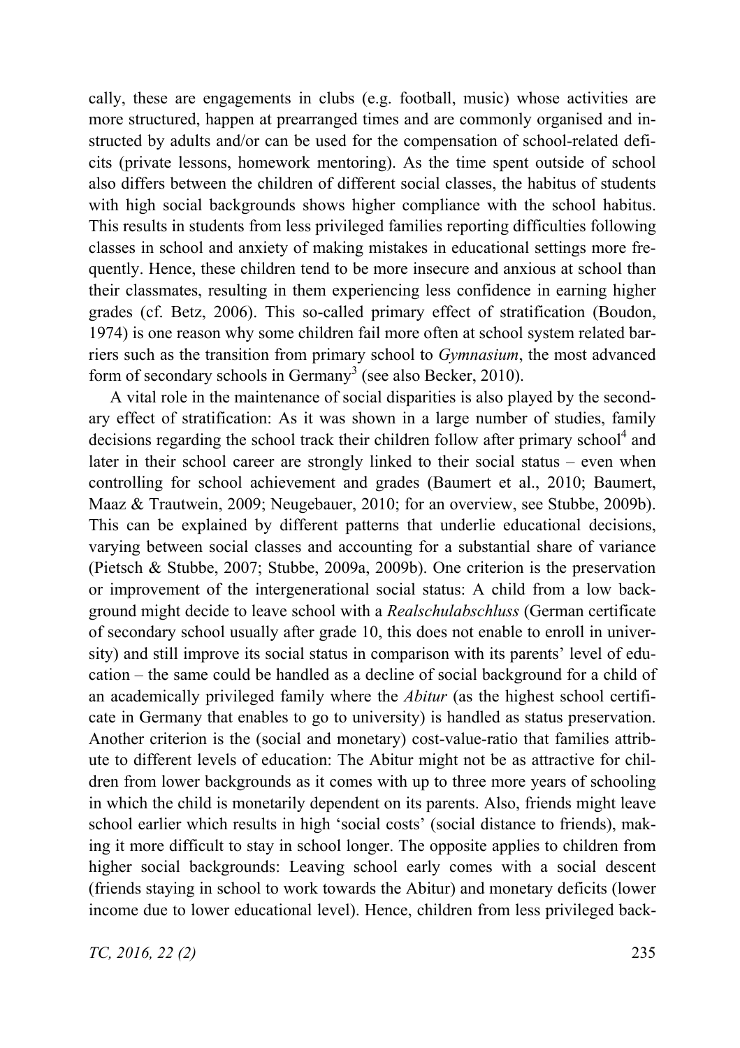cally, these are engagements in clubs (e.g. football, music) whose activities are more structured, happen at prearranged times and are commonly organised and instructed by adults and/or can be used for the compensation of school-related deficits (private lessons, homework mentoring). As the time spent outside of school also differs between the children of different social classes, the habitus of students with high social backgrounds shows higher compliance with the school habitus. This results in students from less privileged families reporting difficulties following classes in school and anxiety of making mistakes in educational settings more frequently. Hence, these children tend to be more insecure and anxious at school than their classmates, resulting in them experiencing less confidence in earning higher grades (cf. Betz, 2006). This so-called primary effect of stratification (Boudon, 1974) is one reason why some children fail more often at school system related barriers such as the transition from primary school to *Gymnasium*, the most advanced form of secondary schools in Germany[3] (see also Becker, 2010).

A vital role in the maintenance of social disparities is also played by the secondary effect of stratification: As it was shown in a large number of studies, family decisions regarding the school track their children follow after primary school[4] and later in their school career are strongly linked to their social status – even when controlling for school achievement and grades (Baumert et al., 2010; Baumert, Maaz & Trautwein, 2009; Neugebauer, 2010; for an overview, see Stubbe, 2009b). This can be explained by different patterns that underlie educational decisions, varying between social classes and accounting for a substantial share of variance (Pietsch & Stubbe, 2007; Stubbe, 2009a, 2009b). One criterion is the preservation or improvement of the intergenerational social status: A child from a low background might decide to leave school with a *Realschulabschluss* (German certificate of secondary school usually after grade 10, this does not enable to enroll in university) and still improve its social status in comparison with its parents' level of education – the same could be handled as a decline of social background for a child of an academically privileged family where the *Abitur* (as the highest school certificate in Germany that enables to go to university) is handled as status preservation. Another criterion is the (social and monetary) cost-value-ratio that families attribute to different levels of education: The Abitur might not be as attractive for children from lower backgrounds as it comes with up to three more years of schooling in which the child is monetarily dependent on its parents. Also, friends might leave school earlier which results in high 'social costs' (social distance to friends), making it more difficult to stay in school longer. The opposite applies to children from higher social backgrounds: Leaving school early comes with a social descent (friends staying in school to work towards the Abitur) and monetary deficits (lower income due to lower educational level). Hence, children from less privileged back-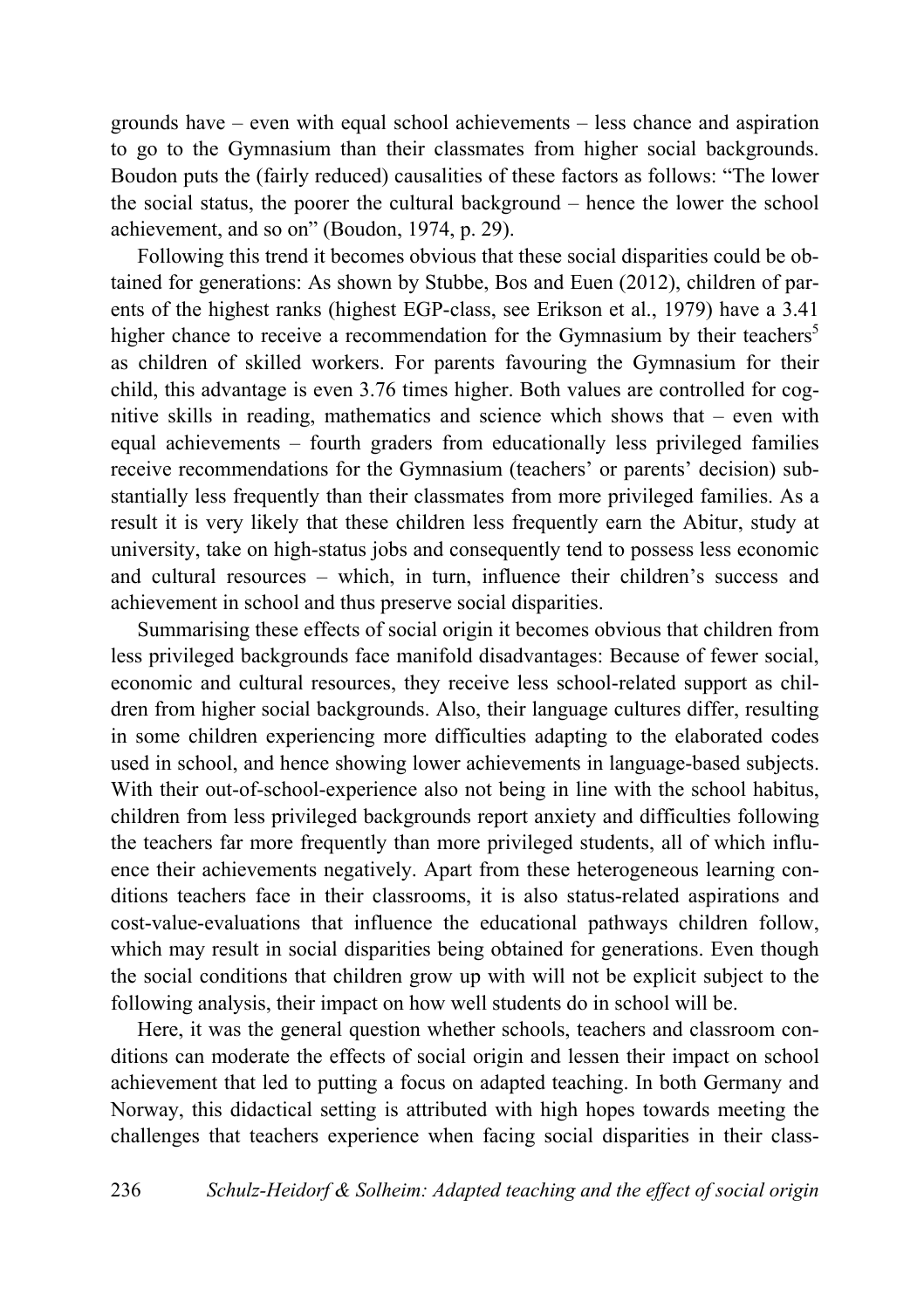grounds have – even with equal school achievements – less chance and aspiration to go to the Gymnasium than their classmates from higher social backgrounds. Boudon puts the (fairly reduced) causalities of these factors as follows: "The lower the social status, the poorer the cultural background – hence the lower the school achievement, and so on" (Boudon, 1974, p. 29).

Following this trend it becomes obvious that these social disparities could be obtained for generations: As shown by Stubbe, Bos and Euen (2012), children of parents of the highest ranks (highest EGP-class, see Erikson et al., 1979) have a 3.41 higher chance to receive a recommendation for the Gymnasium by their teachers[5] as children of skilled workers. For parents favouring the Gymnasium for their child, this advantage is even 3.76 times higher. Both values are controlled for cognitive skills in reading, mathematics and science which shows that – even with equal achievements – fourth graders from educationally less privileged families receive recommendations for the Gymnasium (teachers' or parents' decision) substantially less frequently than their classmates from more privileged families. As a result it is very likely that these children less frequently earn the Abitur, study at university, take on high-status jobs and consequently tend to possess less economic and cultural resources – which, in turn, influence their children's success and achievement in school and thus preserve social disparities.

Summarising these effects of social origin it becomes obvious that children from less privileged backgrounds face manifold disadvantages: Because of fewer social, economic and cultural resources, they receive less school-related support as children from higher social backgrounds. Also, their language cultures differ, resulting in some children experiencing more difficulties adapting to the elaborated codes used in school, and hence showing lower achievements in language-based subjects. With their out-of-school-experience also not being in line with the school habitus, children from less privileged backgrounds report anxiety and difficulties following the teachers far more frequently than more privileged students, all of which influence their achievements negatively. Apart from these heterogeneous learning conditions teachers face in their classrooms, it is also status-related aspirations and cost-value-evaluations that influence the educational pathways children follow, which may result in social disparities being obtained for generations. Even though the social conditions that children grow up with will not be explicit subject to the following analysis, their impact on how well students do in school will be.

Here, it was the general question whether schools, teachers and classroom conditions can moderate the effects of social origin and lessen their impact on school achievement that led to putting a focus on adapted teaching. In both Germany and Norway, this didactical setting is attributed with high hopes towards meeting the challenges that teachers experience when facing social disparities in their class-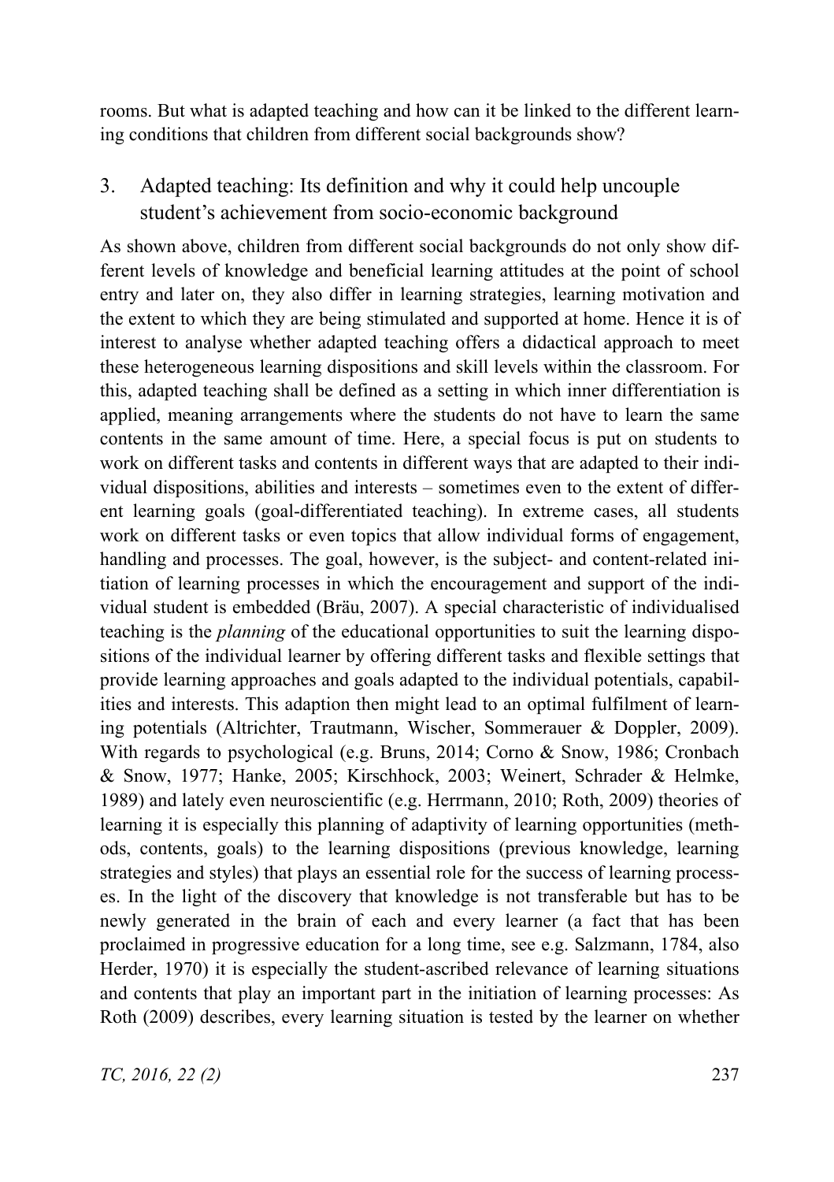rooms. But what is adapted teaching and how can it be linked to the different learning conditions that children from different social backgrounds show?

## 3. Adapted teaching: Its definition and why it could help uncouple student's achievement from socio-economic background

As shown above, children from different social backgrounds do not only show different levels of knowledge and beneficial learning attitudes at the point of school entry and later on, they also differ in learning strategies, learning motivation and the extent to which they are being stimulated and supported at home. Hence it is of interest to analyse whether adapted teaching offers a didactical approach to meet these heterogeneous learning dispositions and skill levels within the classroom. For this, adapted teaching shall be defined as a setting in which inner differentiation is applied, meaning arrangements where the students do not have to learn the same contents in the same amount of time. Here, a special focus is put on students to work on different tasks and contents in different ways that are adapted to their individual dispositions, abilities and interests – sometimes even to the extent of different learning goals (goal-differentiated teaching). In extreme cases, all students work on different tasks or even topics that allow individual forms of engagement, handling and processes. The goal, however, is the subject- and content-related initiation of learning processes in which the encouragement and support of the individual student is embedded (Bräu, 2007). A special characteristic of individualised teaching is the *planning* of the educational opportunities to suit the learning dispositions of the individual learner by offering different tasks and flexible settings that provide learning approaches and goals adapted to the individual potentials, capabilities and interests. This adaption then might lead to an optimal fulfilment of learning potentials (Altrichter, Trautmann, Wischer, Sommerauer & Doppler, 2009). With regards to psychological (e.g. Bruns, 2014; Corno & Snow, 1986; Cronbach & Snow, 1977; Hanke, 2005; Kirschhock, 2003; Weinert, Schrader & Helmke, 1989) and lately even neuroscientific (e.g. Herrmann, 2010; Roth, 2009) theories of learning it is especially this planning of adaptivity of learning opportunities (methods, contents, goals) to the learning dispositions (previous knowledge, learning strategies and styles) that plays an essential role for the success of learning processes. In the light of the discovery that knowledge is not transferable but has to be newly generated in the brain of each and every learner (a fact that has been proclaimed in progressive education for a long time, see e.g. Salzmann, 1784, also Herder, 1970) it is especially the student-ascribed relevance of learning situations and contents that play an important part in the initiation of learning processes: As Roth (2009) describes, every learning situation is tested by the learner on whether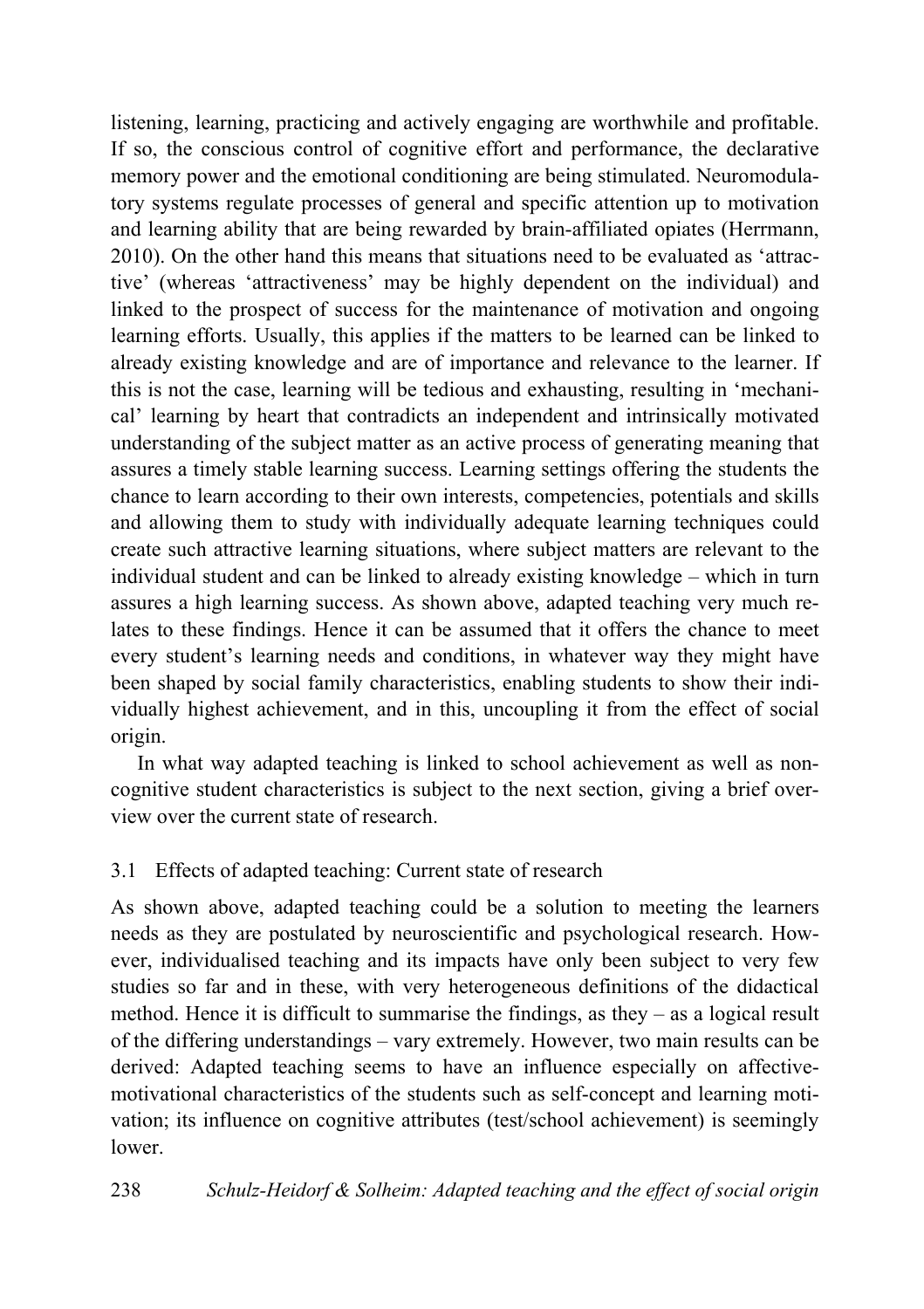listening, learning, practicing and actively engaging are worthwhile and profitable. If so, the conscious control of cognitive effort and performance, the declarative memory power and the emotional conditioning are being stimulated. Neuromodulatory systems regulate processes of general and specific attention up to motivation and learning ability that are being rewarded by brain-affiliated opiates (Herrmann, 2010). On the other hand this means that situations need to be evaluated as 'attractive' (whereas 'attractiveness' may be highly dependent on the individual) and linked to the prospect of success for the maintenance of motivation and ongoing learning efforts. Usually, this applies if the matters to be learned can be linked to already existing knowledge and are of importance and relevance to the learner. If this is not the case, learning will be tedious and exhausting, resulting in 'mechanical' learning by heart that contradicts an independent and intrinsically motivated understanding of the subject matter as an active process of generating meaning that assures a timely stable learning success. Learning settings offering the students the chance to learn according to their own interests, competencies, potentials and skills and allowing them to study with individually adequate learning techniques could create such attractive learning situations, where subject matters are relevant to the individual student and can be linked to already existing knowledge – which in turn assures a high learning success. As shown above, adapted teaching very much relates to these findings. Hence it can be assumed that it offers the chance to meet every student's learning needs and conditions, in whatever way they might have been shaped by social family characteristics, enabling students to show their individually highest achievement, and in this, uncoupling it from the effect of social origin.

In what way adapted teaching is linked to school achievement as well as non-cognitive student characteristics is subject to the next section, giving a brief overview over the current state of research.

### 3.1 Effects of adapted teaching: Current state of research

As shown above, adapted teaching could be a solution to meeting the learners needs as they are postulated by neuroscientific and psychological research. However, individualised teaching and its impacts have only been subject to very few studies so far and in these, with very heterogeneous definitions of the didactical method. Hence it is difficult to summarise the findings, as they – as a logical result of the differing understandings – vary extremely. However, two main results can be derived: Adapted teaching seems to have an influence especially on affective-motivational characteristics of the students such as self-concept and learning motivation; its influence on cognitive attributes (test/school achievement) is seemingly lower.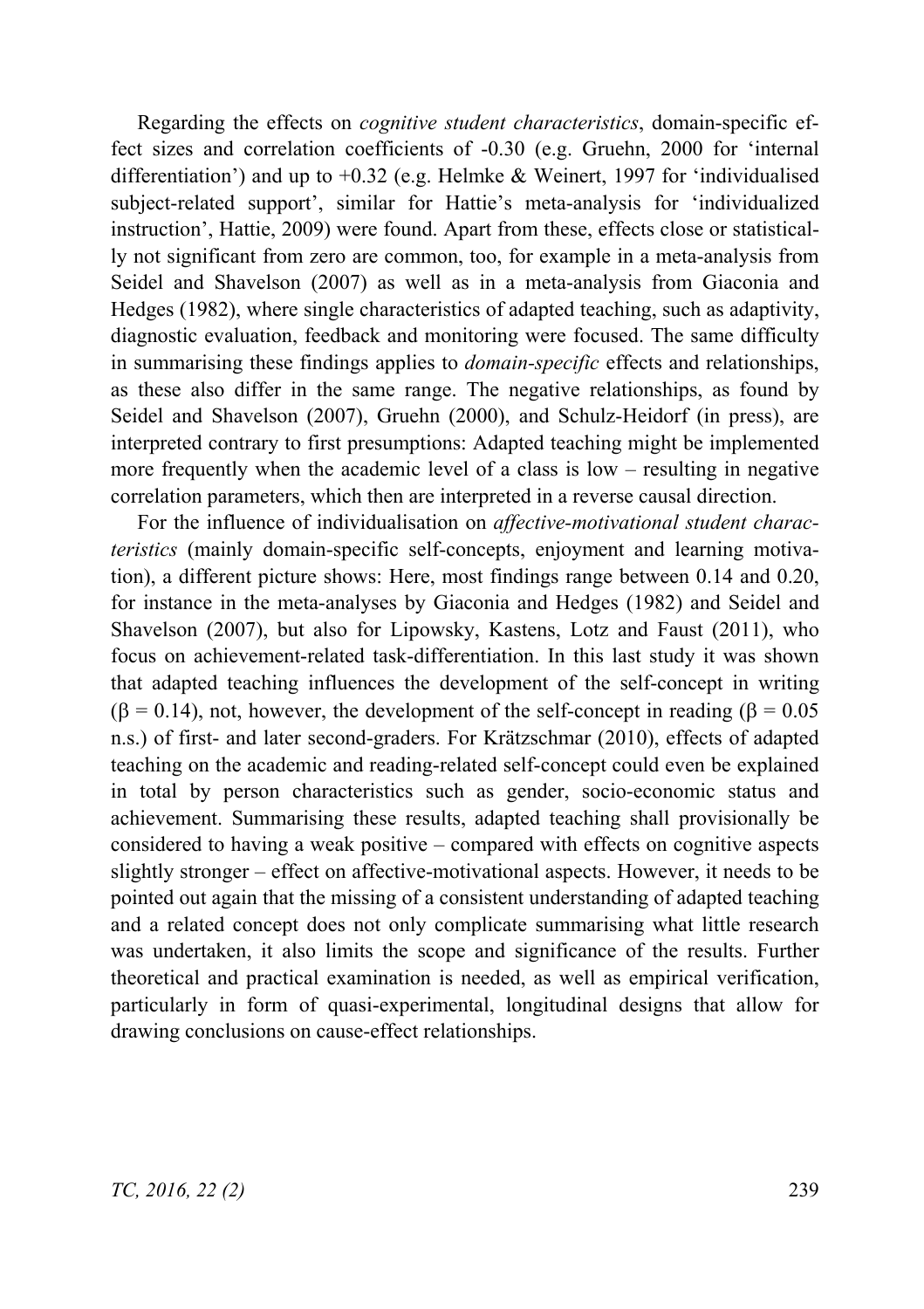Regarding the effects on *cognitive student characteristics*, domain-specific effect sizes and correlation coefficients of -0.30 (e.g. Gruehn, 2000 for 'internal differentiation') and up to +0.32 (e.g. Helmke & Weinert, 1997 for 'individualised subject-related support', similar for Hattie's meta-analysis for 'individualized instruction', Hattie, 2009) were found. Apart from these, effects close or statistically not significant from zero are common, too, for example in a meta-analysis from Seidel and Shavelson (2007) as well as in a meta-analysis from Giaconia and Hedges (1982), where single characteristics of adapted teaching, such as adaptivity, diagnostic evaluation, feedback and monitoring were focused. The same difficulty in summarising these findings applies to *domain-specific* effects and relationships, as these also differ in the same range. The negative relationships, as found by Seidel and Shavelson (2007), Gruehn (2000), and Schulz-Heidorf (in press), are interpreted contrary to first presumptions: Adapted teaching might be implemented more frequently when the academic level of a class is low – resulting in negative correlation parameters, which then are interpreted in a reverse causal direction.

For the influence of individualisation on *affective-motivational student characteristics* (mainly domain-specific self-concepts, enjoyment and learning motivation), a different picture shows: Here, most findings range between 0.14 and 0.20, for instance in the meta-analyses by Giaconia and Hedges (1982) and Seidel and Shavelson (2007), but also for Lipowsky, Kastens, Lotz and Faust (2011), who focus on achievement-related task-differentiation. In this last study it was shown that adapted teaching influences the development of the self-concept in writing ($\beta = 0.14$), not, however, the development of the self-concept in reading ($\beta = 0.05$ n.s.) of first- and later second-graders. For Krätzschmar (2010), effects of adapted teaching on the academic and reading-related self-concept could even be explained in total by person characteristics such as gender, socio-economic status and achievement. Summarising these results, adapted teaching shall provisionally be considered to having a weak positive – compared with effects on cognitive aspects slightly stronger – effect on affective-motivational aspects. However, it needs to be pointed out again that the missing of a consistent understanding of adapted teaching and a related concept does not only complicate summarising what little research was undertaken, it also limits the scope and significance of the results. Further theoretical and practical examination is needed, as well as empirical verification, particularly in form of quasi-experimental, longitudinal designs that allow for drawing conclusions on cause-effect relationships.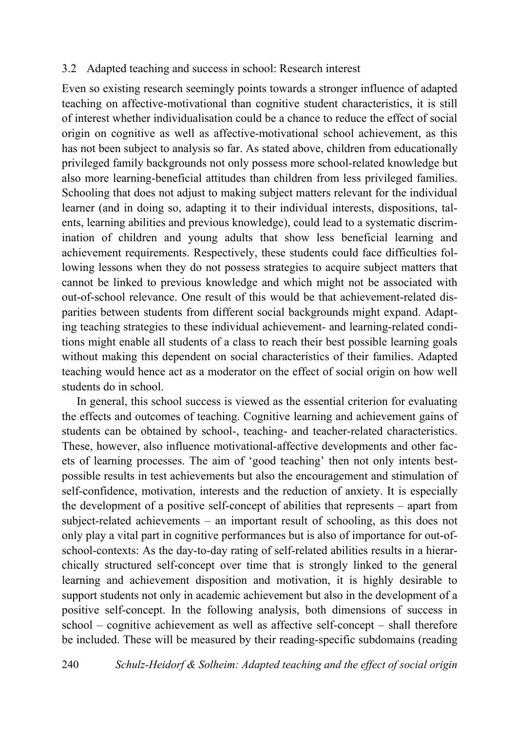### 3.2 Adapted teaching and success in school: Research interest

Even so existing research seemingly points towards a stronger influence of adapted teaching on affective-motivational than cognitive student characteristics, it is still of interest whether individualisation could be a chance to reduce the effect of social origin on cognitive as well as affective-motivational school achievement, as this has not been subject to analysis so far. As stated above, children from educationally privileged family backgrounds not only possess more school-related knowledge but also more learning-beneficial attitudes than children from less privileged families. Schooling that does not adjust to making subject matters relevant for the individual learner (and in doing so, adapting it to their individual interests, dispositions, talents, learning abilities and previous knowledge), could lead to a systematic discrimination of children and young adults that show less beneficial learning and achievement requirements. Respectively, these students could face difficulties following lessons when they do not possess strategies to acquire subject matters that cannot be linked to previous knowledge and which might not be associated with out-of-school relevance. One result of this would be that achievement-related disparities between students from different social backgrounds might expand. Adapting teaching strategies to these individual achievement- and learning-related conditions might enable all students of a class to reach their best possible learning goals without making this dependent on social characteristics of their families. Adapted teaching would hence act as a moderator on the effect of social origin on how well students do in school.

In general, this school success is viewed as the essential criterion for evaluating the effects and outcomes of teaching. Cognitive learning and achievement gains of students can be obtained by school-, teaching- and teacher-related characteristics. These, however, also influence motivational-affective developments and other facets of learning processes. The aim of 'good teaching' then not only intents best-possible results in test achievements but also the encouragement and stimulation of self-confidence, motivation, interests and the reduction of anxiety. It is especially the development of a positive self-concept of abilities that represents – apart from subject-related achievements – an important result of schooling, as this does not only play a vital part in cognitive performances but is also of importance for out-of-school-contexts: As the day-to-day rating of self-related abilities results in a hierarchically structured self-concept over time that is strongly linked to the general learning and achievement disposition and motivation, it is highly desirable to support students not only in academic achievement but also in the development of a positive self-concept. In the following analysis, both dimensions of success in school – cognitive achievement as well as affective self-concept – shall therefore be included. These will be measured by their reading-specific subdomains (reading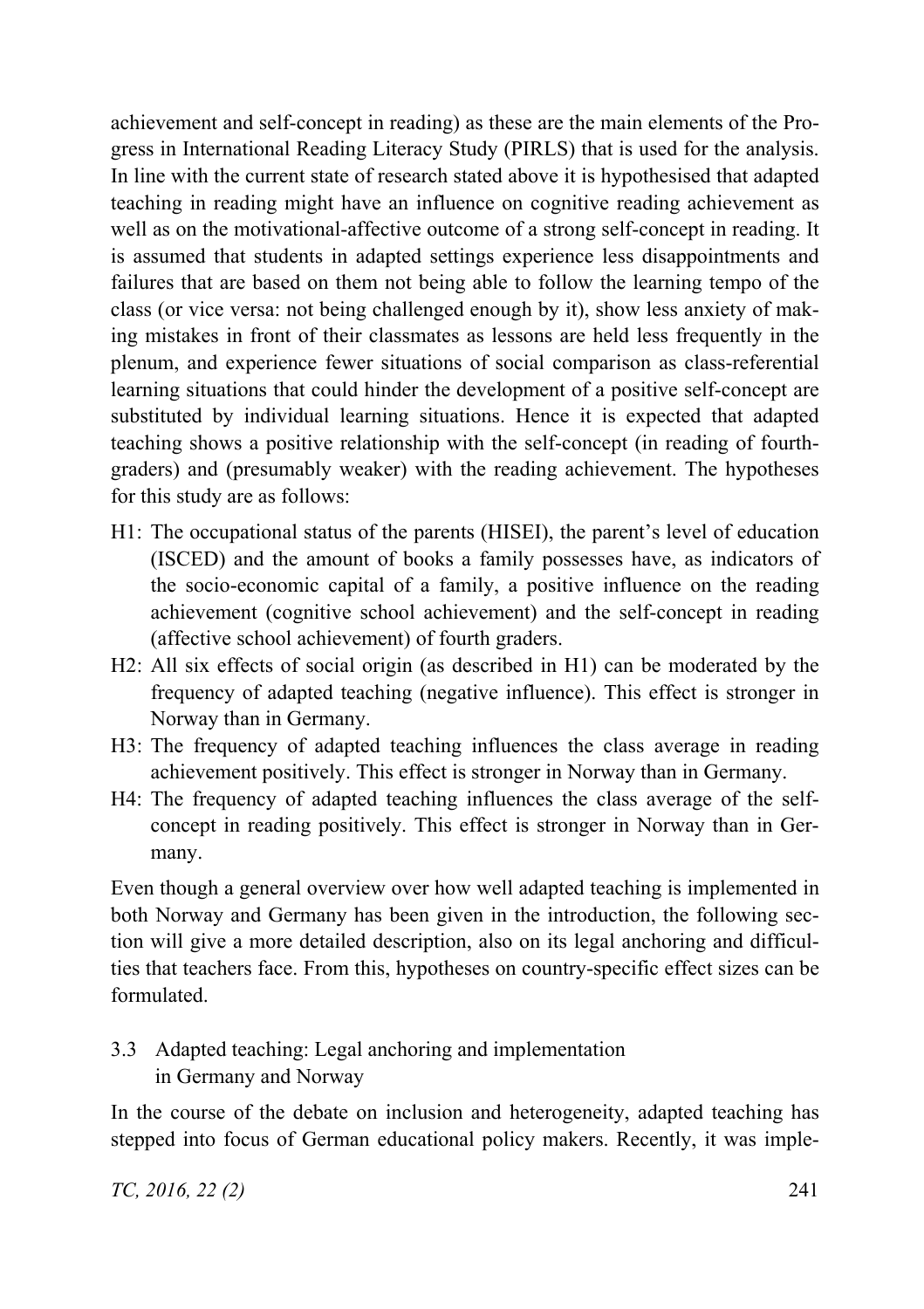achievement and self-concept in reading) as these are the main elements of the Progress in International Reading Literacy Study (PIRLS) that is used for the analysis. In line with the current state of research stated above it is hypothesised that adapted teaching in reading might have an influence on cognitive reading achievement as well as on the motivational-affective outcome of a strong self-concept in reading. It is assumed that students in adapted settings experience less disappointments and failures that are based on them not being able to follow the learning tempo of the class (or vice versa: not being challenged enough by it), show less anxiety of making mistakes in front of their classmates as lessons are held less frequently in the plenum, and experience fewer situations of social comparison as class-referential learning situations that could hinder the development of a positive self-concept are substituted by individual learning situations. Hence it is expected that adapted teaching shows a positive relationship with the self-concept (in reading of fourth-graders) and (presumably weaker) with the reading achievement. The hypotheses for this study are as follows:

- H1: The occupational status of the parents (HISEI), the parent's level of education (ISCED) and the amount of books a family possesses have, as indicators of the socio-economic capital of a family, a positive influence on the reading achievement (cognitive school achievement) and the self-concept in reading (affective school achievement) of fourth graders.
- H2: All six effects of social origin (as described in H1) can be moderated by the frequency of adapted teaching (negative influence). This effect is stronger in Norway than in Germany.
- H3: The frequency of adapted teaching influences the class average in reading achievement positively. This effect is stronger in Norway than in Germany.
- H4: The frequency of adapted teaching influences the class average of the self-concept in reading positively. This effect is stronger in Norway than in Germany.

Even though a general overview over how well adapted teaching is implemented in both Norway and Germany has been given in the introduction, the following section will give a more detailed description, also on its legal anchoring and difficulties that teachers face. From this, hypotheses on country-specific effect sizes can be formulated.

### 3.3 Adapted teaching: Legal anchoring and implementation in Germany and Norway

In the course of the debate on inclusion and heterogeneity, adapted teaching has stepped into focus of German educational policy makers. Recently, it was imple-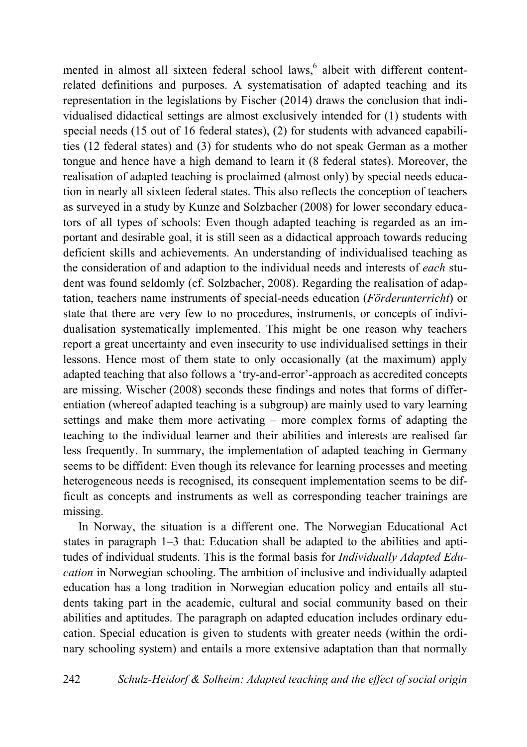mented in almost all sixteen federal school laws,[6] albeit with different content-related definitions and purposes. A systematisation of adapted teaching and its representation in the legislations by Fischer (2014) draws the conclusion that individualised didactical settings are almost exclusively intended for (1) students with special needs (15 out of 16 federal states), (2) for students with advanced capabilities (12 federal states) and (3) for students who do not speak German as a mother tongue and hence have a high demand to learn it (8 federal states). Moreover, the realisation of adapted teaching is proclaimed (almost only) by special needs education in nearly all sixteen federal states. This also reflects the conception of teachers as surveyed in a study by Kunze and Solzbacher (2008) for lower secondary educators of all types of schools: Even though adapted teaching is regarded as an important and desirable goal, it is still seen as a didactical approach towards reducing deficient skills and achievements. An understanding of individualised teaching as the consideration of and adaption to the individual needs and interests of *each* student was found seldomly (cf. Solzbacher, 2008). Regarding the realisation of adaptation, teachers name instruments of special-needs education (*Förderunterricht*) or state that there are very few to no procedures, instruments, or concepts of individualisation systematically implemented. This might be one reason why teachers report a great uncertainty and even insecurity to use individualised settings in their lessons. Hence most of them state to only occasionally (at the maximum) apply adapted teaching that also follows a 'try-and-error'-approach as accredited concepts are missing. Wischer (2008) seconds these findings and notes that forms of differentiation (whereof adapted teaching is a subgroup) are mainly used to vary learning settings and make them more activating – more complex forms of adapting the teaching to the individual learner and their abilities and interests are realised far less frequently. In summary, the implementation of adapted teaching in Germany seems to be diffident: Even though its relevance for learning processes and meeting heterogeneous needs is recognised, its consequent implementation seems to be difficult as concepts and instruments as well as corresponding teacher trainings are missing.

In Norway, the situation is a different one. The Norwegian Educational Act states in paragraph 1–3 that: Education shall be adapted to the abilities and aptitudes of individual students. This is the formal basis for *Individually Adapted Education* in Norwegian schooling. The ambition of inclusive and individually adapted education has a long tradition in Norwegian education policy and entails all students taking part in the academic, cultural and social community based on their abilities and aptitudes. The paragraph on adapted education includes ordinary education. Special education is given to students with greater needs (within the ordinary schooling system) and entails a more extensive adaptation than that normally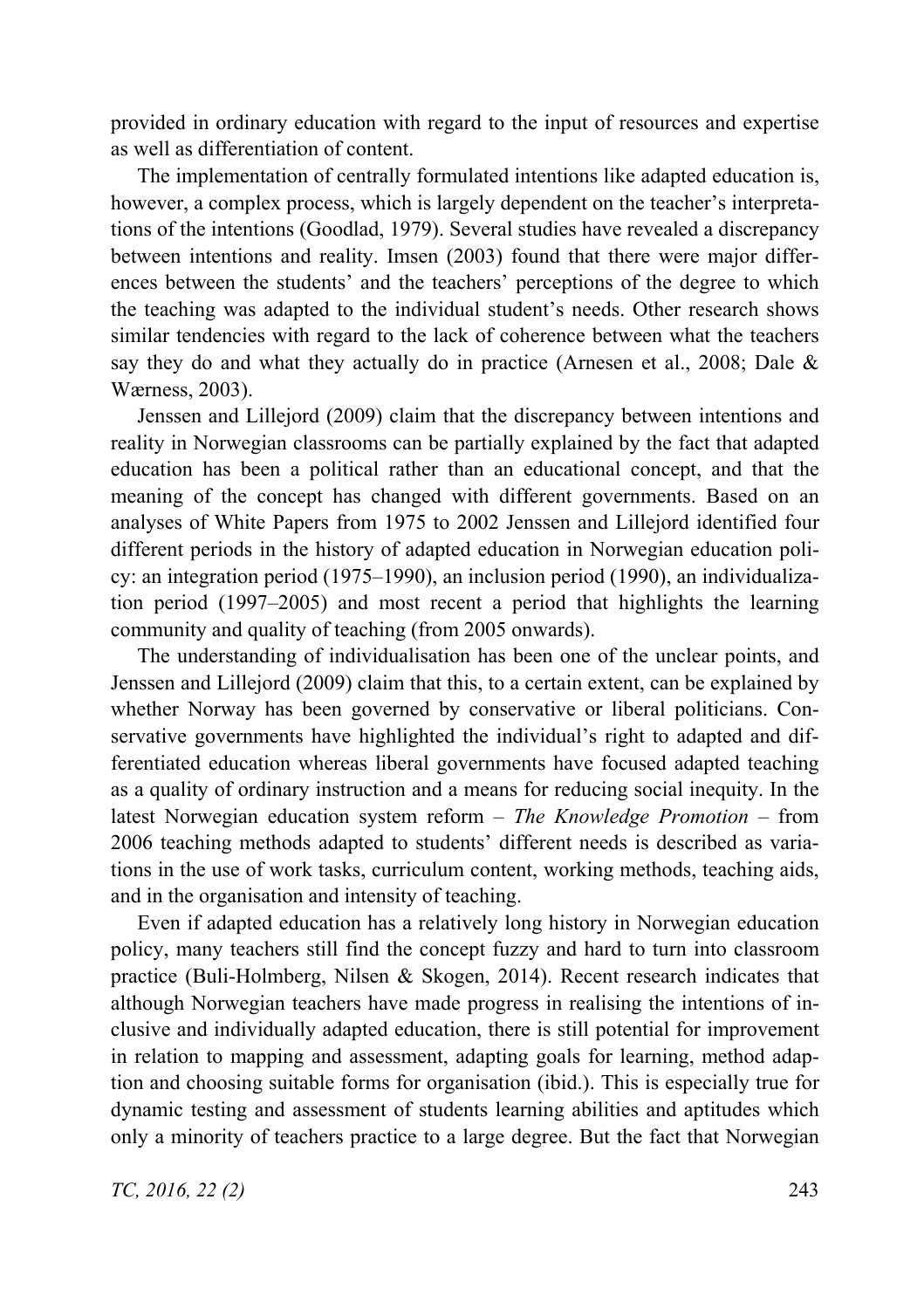provided in ordinary education with regard to the input of resources and expertise as well as differentiation of content.

The implementation of centrally formulated intentions like adapted education is, however, a complex process, which is largely dependent on the teacher's interpretations of the intentions (Goodlad, 1979). Several studies have revealed a discrepancy between intentions and reality. Imsen (2003) found that there were major differences between the students' and the teachers' perceptions of the degree to which the teaching was adapted to the individual student's needs. Other research shows similar tendencies with regard to the lack of coherence between what the teachers say they do and what they actually do in practice (Arnesen et al., 2008; Dale & Wærness, 2003).

Jenssen and Lillejord (2009) claim that the discrepancy between intentions and reality in Norwegian classrooms can be partially explained by the fact that adapted education has been a political rather than an educational concept, and that the meaning of the concept has changed with different governments. Based on an analyses of White Papers from 1975 to 2002 Jenssen and Lillejord identified four different periods in the history of adapted education in Norwegian education policy: an integration period (1975–1990), an inclusion period (1990), an individualization period (1997–2005) and most recent a period that highlights the learning community and quality of teaching (from 2005 onwards).

The understanding of individualisation has been one of the unclear points, and Jenssen and Lillejord (2009) claim that this, to a certain extent, can be explained by whether Norway has been governed by conservative or liberal politicians. Conservative governments have highlighted the individual's right to adapted and differentiated education whereas liberal governments have focused adapted teaching as a quality of ordinary instruction and a means for reducing social inequity. In the latest Norwegian education system reform – *The Knowledge Promotion* – from 2006 teaching methods adapted to students' different needs is described as variations in the use of work tasks, curriculum content, working methods, teaching aids, and in the organisation and intensity of teaching.

Even if adapted education has a relatively long history in Norwegian education policy, many teachers still find the concept fuzzy and hard to turn into classroom practice (Buli-Holmberg, Nilsen & Skogen, 2014). Recent research indicates that although Norwegian teachers have made progress in realising the intentions of inclusive and individually adapted education, there is still potential for improvement in relation to mapping and assessment, adapting goals for learning, method adaption and choosing suitable forms for organisation (ibid.). This is especially true for dynamic testing and assessment of students learning abilities and aptitudes which only a minority of teachers practice to a large degree. But the fact that Norwegian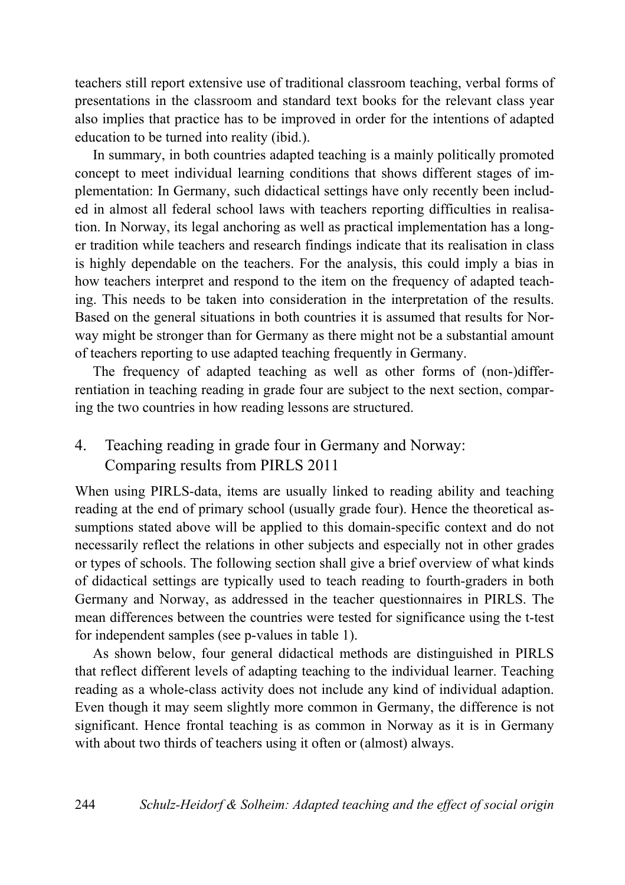teachers still report extensive use of traditional classroom teaching, verbal forms of presentations in the classroom and standard text books for the relevant class year also implies that practice has to be improved in order for the intentions of adapted education to be turned into reality (ibid.).

In summary, in both countries adapted teaching is a mainly politically promoted concept to meet individual learning conditions that shows different stages of implementation: In Germany, such didactical settings have only recently been included in almost all federal school laws with teachers reporting difficulties in realisation. In Norway, its legal anchoring as well as practical implementation has a longer tradition while teachers and research findings indicate that its realisation in class is highly dependable on the teachers. For the analysis, this could imply a bias in how teachers interpret and respond to the item on the frequency of adapted teaching. This needs to be taken into consideration in the interpretation of the results. Based on the general situations in both countries it is assumed that results for Norway might be stronger than for Germany as there might not be a substantial amount of teachers reporting to use adapted teaching frequently in Germany.

The frequency of adapted teaching as well as other forms of (non-)differrentiation in teaching reading in grade four are subject to the next section, comparing the two countries in how reading lessons are structured.

## 4. Teaching reading in grade four in Germany and Norway: Comparing results from PIRLS 2011

When using PIRLS-data, items are usually linked to reading ability and teaching reading at the end of primary school (usually grade four). Hence the theoretical assumptions stated above will be applied to this domain-specific context and do not necessarily reflect the relations in other subjects and especially not in other grades or types of schools. The following section shall give a brief overview of what kinds of didactical settings are typically used to teach reading to fourth-graders in both Germany and Norway, as addressed in the teacher questionnaires in PIRLS. The mean differences between the countries were tested for significance using the t-test for independent samples (see p-values in table 1).

As shown below, four general didactical methods are distinguished in PIRLS that reflect different levels of adapting teaching to the individual learner. Teaching reading as a whole-class activity does not include any kind of individual adaption. Even though it may seem slightly more common in Germany, the difference is not significant. Hence frontal teaching is as common in Norway as it is in Germany with about two thirds of teachers using it often or (almost) always.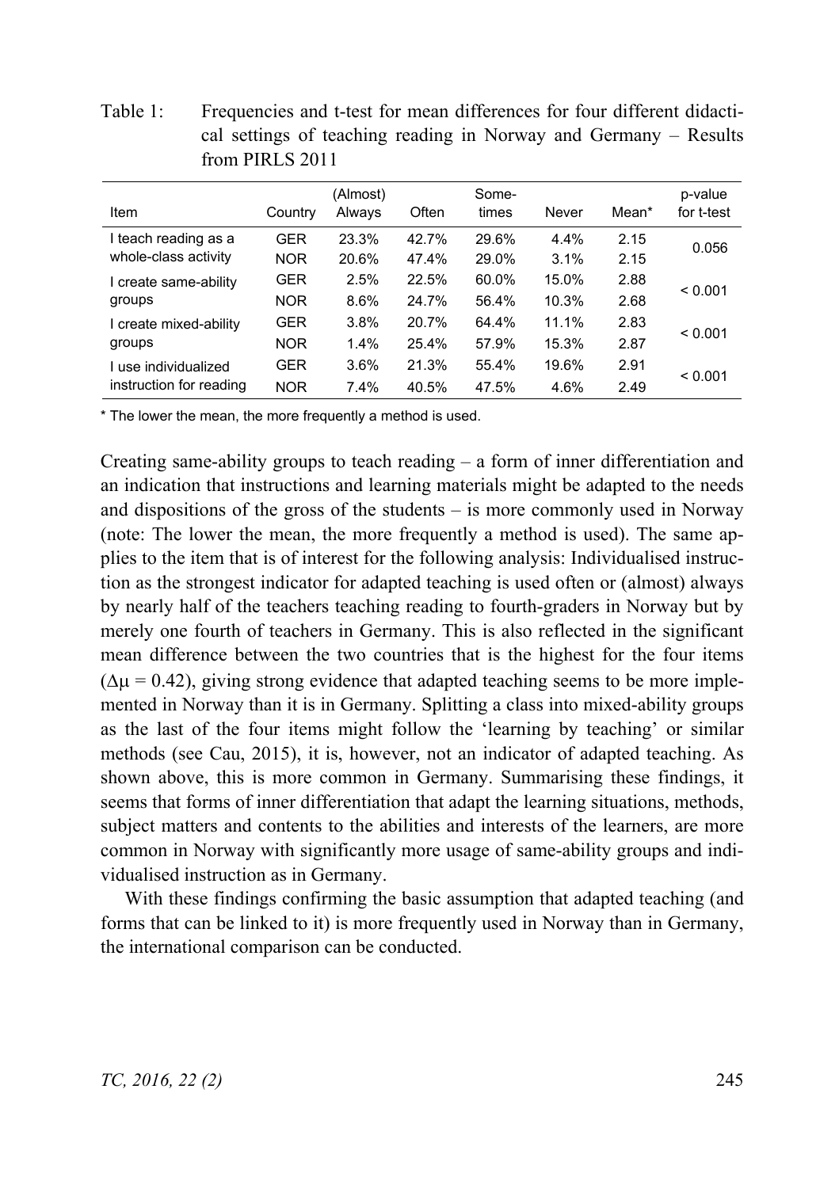Table 1: Frequencies and t-test for mean differences for four different didactical settings of teaching reading in Norway and Germany – Results from PIRLS 2011

| Item | Country | (Almost) Always | Often | Some-times | Never | Mean* | p-value for t-test |
|---|---|---|---|---|---|---|---|
| I teach reading as a whole-class activity | GER | 23.3% | 42.7% | 29.6% | 4.4% | 2.15 | 0.056 |
| | NOR | 20.6% | 47.4% | 29.0% | 3.1% | 2.15 | |
| I create same-ability groups | GER | 2.5% | 22.5% | 60.0% | 15.0% | 2.88 | < 0.001 |
| | NOR | 8.6% | 24.7% | 56.4% | 10.3% | 2.68 | |
| I create mixed-ability groups | GER | 3.8% | 20.7% | 64.4% | 11.1% | 2.83 | < 0.001 |
| | NOR | 1.4% | 25.4% | 57.9% | 15.3% | 2.87 | |
| I use individualized instruction for reading | GER | 3.6% | 21.3% | 55.4% | 19.6% | 2.91 | < 0.001 |
| | NOR | 7.4% | 40.5% | 47.5% | 4.6% | 2.49 | |

* The lower the mean, the more frequently a method is used.

Creating same-ability groups to teach reading – a form of inner differentiation and an indication that instructions and learning materials might be adapted to the needs and dispositions of the gross of the students – is more commonly used in Norway (note: The lower the mean, the more frequently a method is used). The same applies to the item that is of interest for the following analysis: Individualised instruction as the strongest indicator for adapted teaching is used often or (almost) always by nearly half of the teachers teaching reading to fourth-graders in Norway but by merely one fourth of teachers in Germany. This is also reflected in the significant mean difference between the two countries that is the highest for the four items ($\Delta\mu = 0.42$), giving strong evidence that adapted teaching seems to be more implemented in Norway than it is in Germany. Splitting a class into mixed-ability groups as the last of the four items might follow the 'learning by teaching' or similar methods (see Cau, 2015), it is, however, not an indicator of adapted teaching. As shown above, this is more common in Germany. Summarising these findings, it seems that forms of inner differentiation that adapt the learning situations, methods, subject matters and contents to the abilities and interests of the learners, are more common in Norway with significantly more usage of same-ability groups and individualised instruction as in Germany.

With these findings confirming the basic assumption that adapted teaching (and forms that can be linked to it) is more frequently used in Norway than in Germany, the international comparison can be conducted.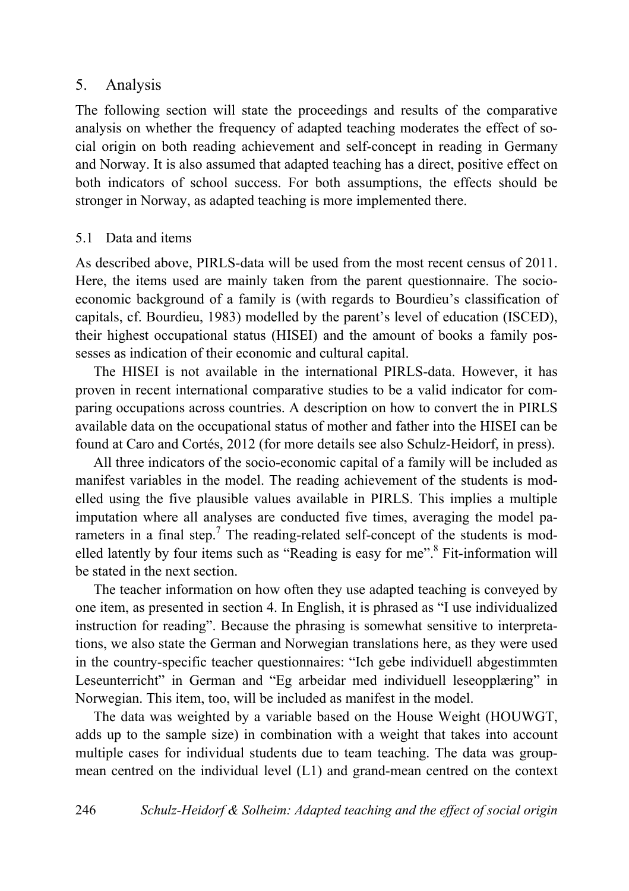## 5. Analysis

The following section will state the proceedings and results of the comparative analysis on whether the frequency of adapted teaching moderates the effect of social origin on both reading achievement and self-concept in reading in Germany and Norway. It is also assumed that adapted teaching has a direct, positive effect on both indicators of school success. For both assumptions, the effects should be stronger in Norway, as adapted teaching is more implemented there.

### 5.1 Data and items

As described above, PIRLS-data will be used from the most recent census of 2011. Here, the items used are mainly taken from the parent questionnaire. The socio-economic background of a family is (with regards to Bourdieu's classification of capitals, cf. Bourdieu, 1983) modelled by the parent's level of education (ISCED), their highest occupational status (HISEI) and the amount of books a family possesses as indication of their economic and cultural capital.

The HISEI is not available in the international PIRLS-data. However, it has proven in recent international comparative studies to be a valid indicator for comparing occupations across countries. A description on how to convert the in PIRLS available data on the occupational status of mother and father into the HISEI can be found at Caro and Cortés, 2012 (for more details see also Schulz-Heidorf, in press).

All three indicators of the socio-economic capital of a family will be included as manifest variables in the model. The reading achievement of the students is modelled using the five plausible values available in PIRLS. This implies a multiple imputation where all analyses are conducted five times, averaging the model parameters in a final step.[7] The reading-related self-concept of the students is modelled latently by four items such as "Reading is easy for me".[8] Fit-information will be stated in the next section.

The teacher information on how often they use adapted teaching is conveyed by one item, as presented in section 4. In English, it is phrased as "I use individualized instruction for reading". Because the phrasing is somewhat sensitive to interpretations, we also state the German and Norwegian translations here, as they were used in the country-specific teacher questionnaires: "Ich gebe individuell abgestimmten Leseunterricht" in German and "Eg arbeidar med individuell leseopplæring" in Norwegian. This item, too, will be included as manifest in the model.

The data was weighted by a variable based on the House Weight (HOUWGT, adds up to the sample size) in combination with a weight that takes into account multiple cases for individual students due to team teaching. The data was group-mean centred on the individual level (L1) and grand-mean centred on the context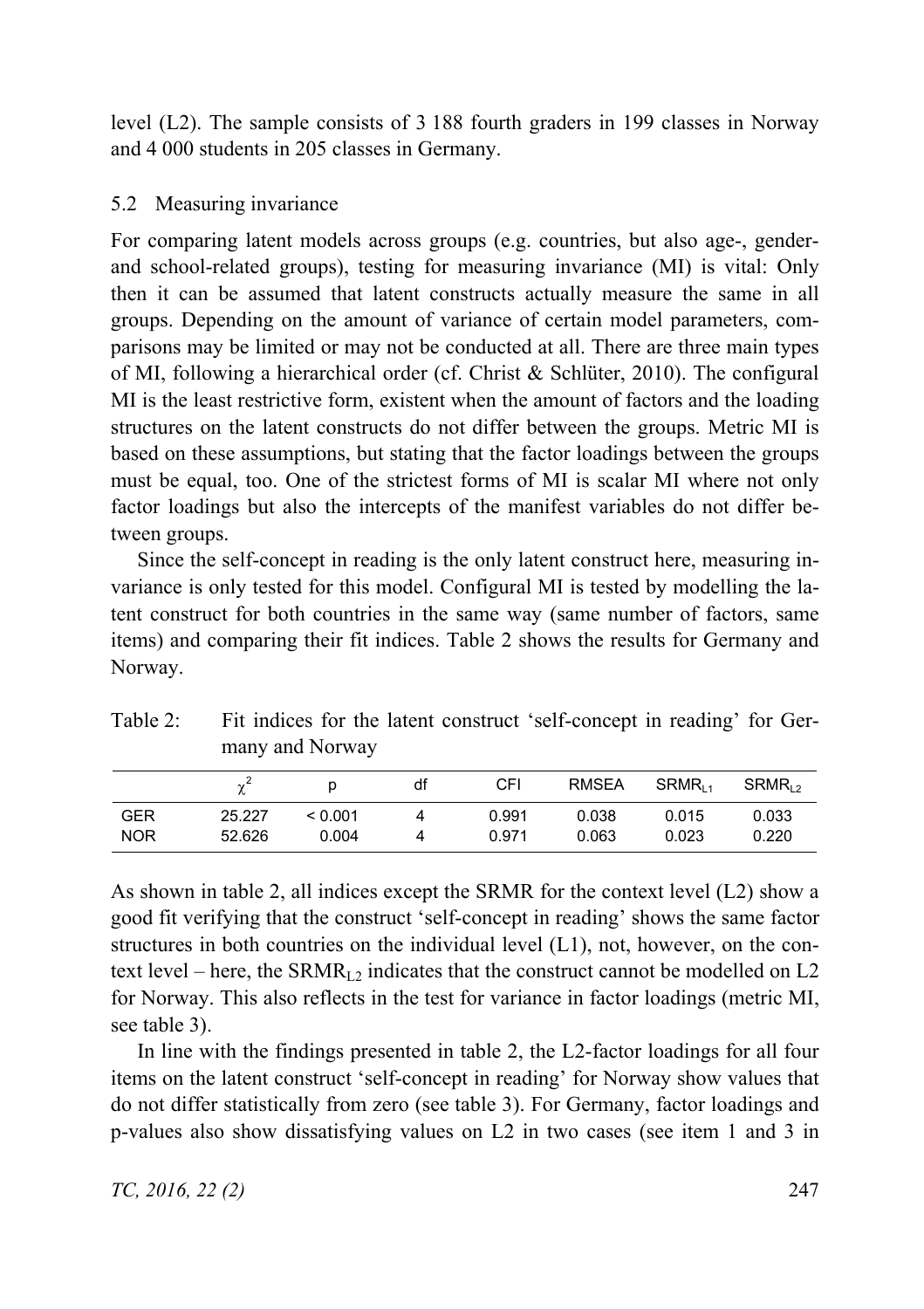level (L2). The sample consists of 3 188 fourth graders in 199 classes in Norway and 4 000 students in 205 classes in Germany.

### 5.2 Measuring invariance

For comparing latent models across groups (e.g. countries, but also age-, gender- and school-related groups), testing for measuring invariance (MI) is vital: Only then it can be assumed that latent constructs actually measure the same in all groups. Depending on the amount of variance of certain model parameters, comparisons may be limited or may not be conducted at all. There are three main types of MI, following a hierarchical order (cf. Christ & Schlüter, 2010). The configural MI is the least restrictive form, existent when the amount of factors and the loading structures on the latent constructs do not differ between the groups. Metric MI is based on these assumptions, but stating that the factor loadings between the groups must be equal, too. One of the strictest forms of MI is scalar MI where not only factor loadings but also the intercepts of the manifest variables do not differ between groups.

Since the self-concept in reading is the only latent construct here, measuring invariance is only tested for this model. Configural MI is tested by modelling the latent construct for both countries in the same way (same number of factors, same items) and comparing their fit indices. Table 2 shows the results for Germany and Norway.

Table 2: Fit indices for the latent construct 'self-concept in reading' for Germany and Norway

| | $\chi^2$ | p | df | CFI | RMSEA | $SRMR_{L1}$ | $SRMR_{L2}$ |
|---|---|---|---|---|---|---|---|
| GER | 25.227 | < 0.001 | 4 | 0.991 | 0.038 | 0.015 | 0.033 |
| NOR | 52.626 | 0.004 | 4 | 0.971 | 0.063 | 0.023 | 0.220 |

As shown in table 2, all indices except the SRMR for the context level (L2) show a good fit verifying that the construct 'self-concept in reading' shows the same factor structures in both countries on the individual level (L1), not, however, on the context level – here, the $SRMR_{L2}$ indicates that the construct cannot be modelled on L2 for Norway. This also reflects in the test for variance in factor loadings (metric MI, see table 3).

In line with the findings presented in table 2, the L2-factor loadings for all four items on the latent construct 'self-concept in reading' for Norway show values that do not differ statistically from zero (see table 3). For Germany, factor loadings and p-values also show dissatisfying values on L2 in two cases (see item 1 and 3 in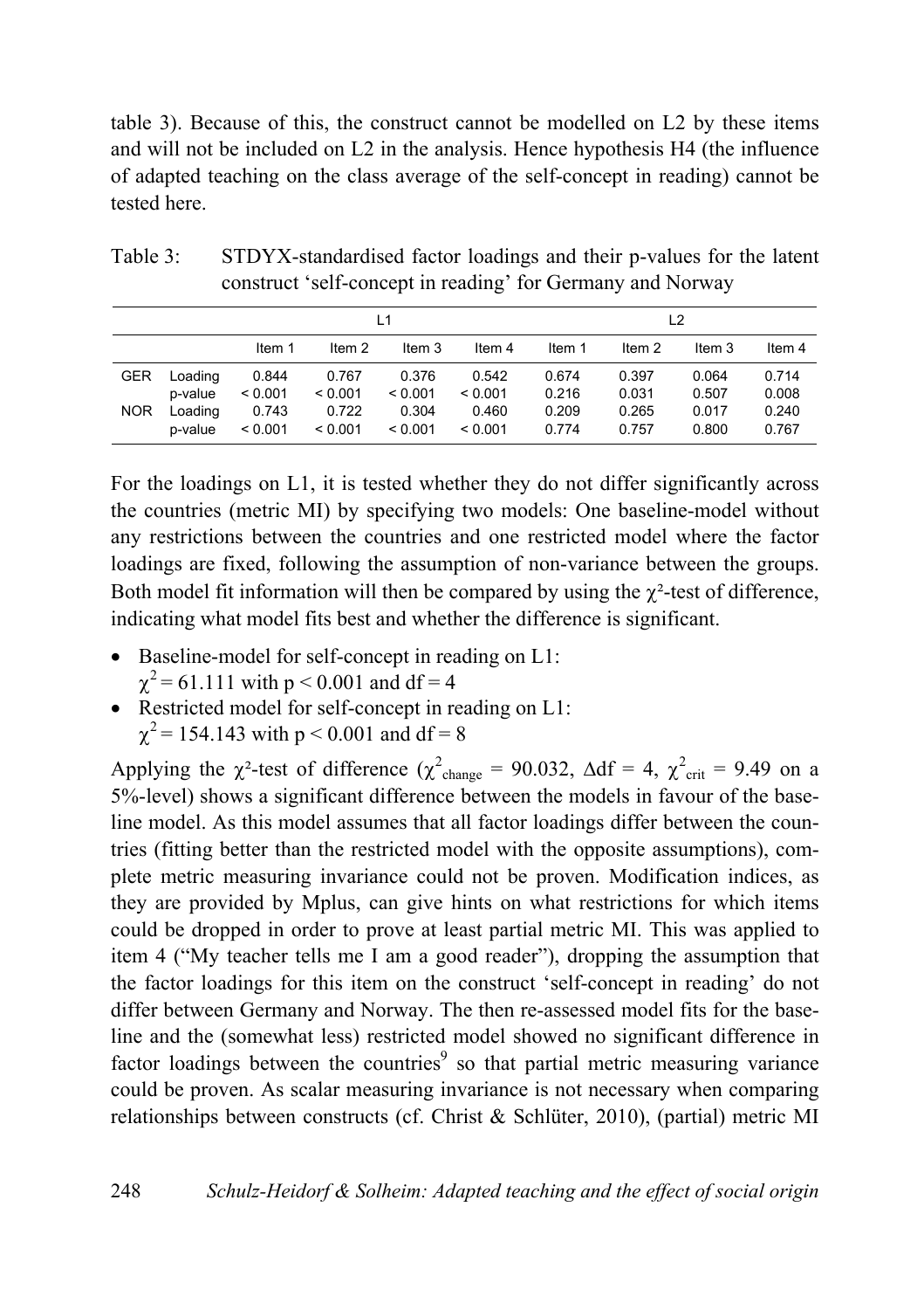table 3). Because of this, the construct cannot be modelled on L2 by these items and will not be included on L2 in the analysis. Hence hypothesis H4 (the influence of adapted teaching on the class average of the self-concept in reading) cannot be tested here.

Table 3: STDYX-standardised factor loadings and their p-values for the latent construct 'self-concept in reading' for Germany and Norway

| | | L1 | | | | L2 | | | |
|---|---|---|---|---|---|---|---|---|---|
| | | Item 1 | Item 2 | Item 3 | Item 4 | Item 1 | Item 2 | Item 3 | Item 4 |
| GER | Loading | 0.844 | 0.767 | 0.376 | 0.542 | 0.674 | 0.397 | 0.064 | 0.714 |
| | p-value | < 0.001 | < 0.001 | < 0.001 | < 0.001 | 0.216 | 0.031 | 0.507 | 0.008 |
| NOR | Loading | 0.743 | 0.722 | 0.304 | 0.460 | 0.209 | 0.265 | 0.017 | 0.240 |
| | p-value | < 0.001 | < 0.001 | < 0.001 | < 0.001 | 0.774 | 0.757 | 0.800 | 0.767 |

For the loadings on L1, it is tested whether they do not differ significantly across the countries (metric MI) by specifying two models: One baseline-model without any restrictions between the countries and one restricted model where the factor loadings are fixed, following the assumption of non-variance between the groups. Both model fit information will then be compared by using the $\chi^2$-test of difference, indicating what model fits best and whether the difference is significant.

- Baseline-model for self-concept in reading on L1:
  $\chi^2 = 61.111$ with $p < 0.001$ and df = 4
- Restricted model for self-concept in reading on L1:
  $\chi^2 = 154.143$ with $p < 0.001$ and df = 8

Applying the $\chi^2$-test of difference ($\chi^2_{change} = 90.032$, $\Delta df = 4$, $\chi^2_{crit} = 9.49$ on a 5%-level) shows a significant difference between the models in favour of the baseline model. As this model assumes that all factor loadings differ between the countries (fitting better than the restricted model with the opposite assumptions), complete metric measuring invariance could not be proven. Modification indices, as they are provided by Mplus, can give hints on what restrictions for which items could be dropped in order to prove at least partial metric MI. This was applied to item 4 ("My teacher tells me I am a good reader"), dropping the assumption that the factor loadings for this item on the construct 'self-concept in reading' do not differ between Germany and Norway. The then re-assessed model fits for the baseline and the (somewhat less) restricted model showed no significant difference in factor loadings between the countries[9] so that partial metric measuring variance could be proven. As scalar measuring invariance is not necessary when comparing relationships between constructs (cf. Christ & Schlüter, 2010), (partial) metric MI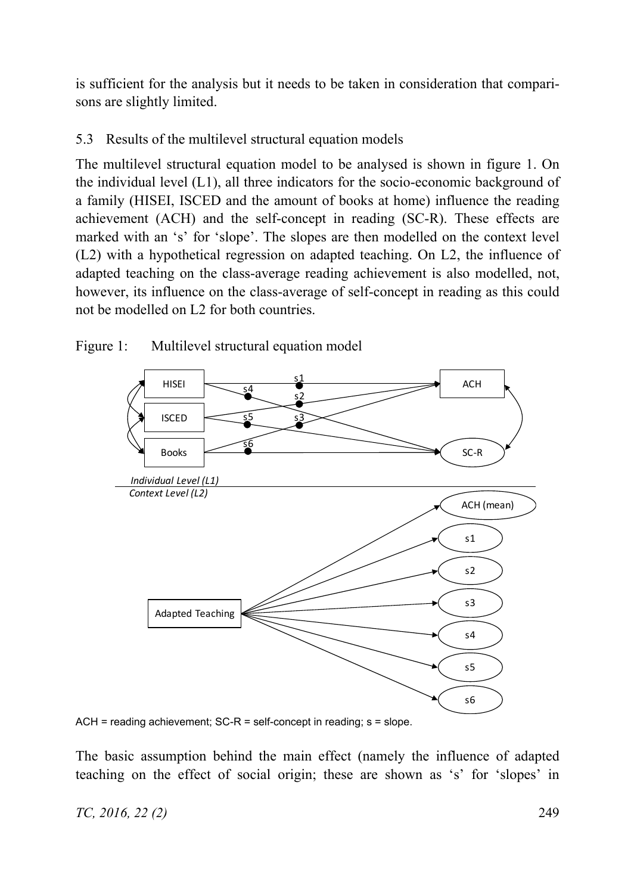is sufficient for the analysis but it needs to be taken in consideration that comparisons are slightly limited.

### 5.3 Results of the multilevel structural equation models

The multilevel structural equation model to be analysed is shown in figure 1. On the individual level (L1), all three indicators for the socio-economic background of a family (HISEI, ISCED and the amount of books at home) influence the reading achievement (ACH) and the self-concept in reading (SC-R). These effects are marked with an 's' for 'slope'. The slopes are then modelled on the context level (L2) with a hypothetical regression on adapted teaching. On L2, the influence of adapted teaching on the class-average reading achievement is also modelled, not, however, its influence on the class-average of self-concept in reading as this could not be modelled on L2 for both countries.

Figure 1: Multilevel structural equation model

ACH = reading achievement; SC-R = self-concept in reading; s = slope.

The basic assumption behind the main effect (namely the influence of adapted teaching on the effect of social origin; these are shown as 's' for 'slopes' in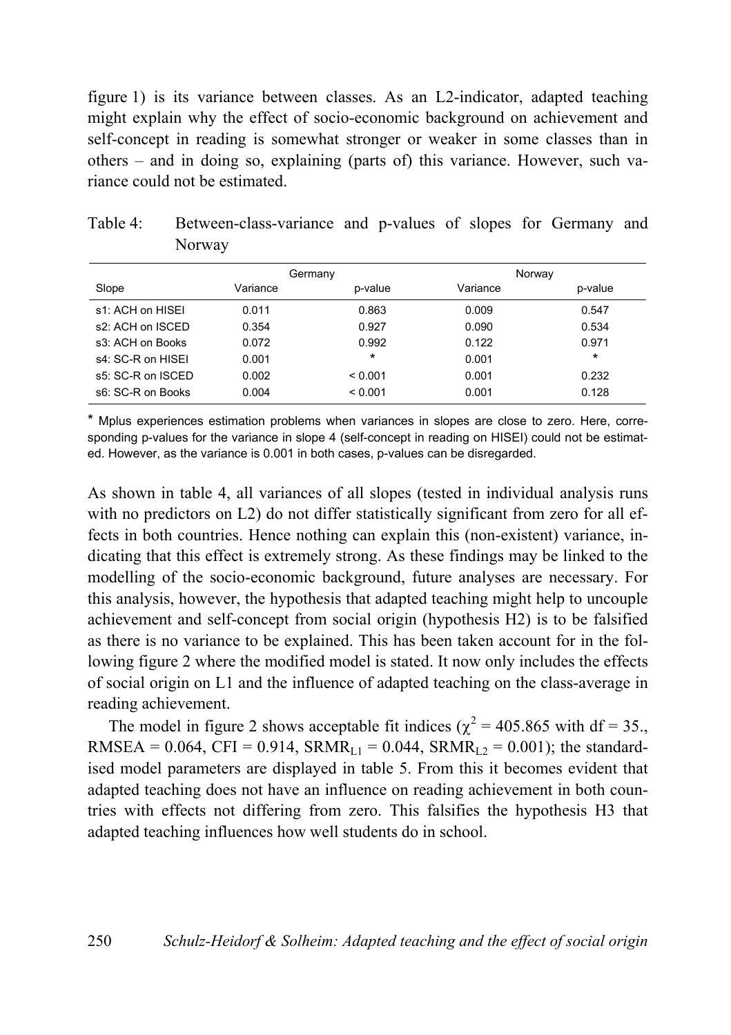figure 1) is its variance between classes. As an L2-indicator, adapted teaching might explain why the effect of socio-economic background on achievement and self-concept in reading is somewhat stronger or weaker in some classes than in others – and in doing so, explaining (parts of) this variance. However, such variance could not be estimated.

Table 4: Between-class-variance and p-values of slopes for Germany and Norway

| | Germany | | Norway | |
|---|---|---|---|---|
| Slope | Variance | p-value | Variance | p-value |
| s1: ACH on HISEI | 0.011 | 0.863 | 0.009 | 0.547 |
| s2: ACH on ISCED | 0.354 | 0.927 | 0.090 | 0.534 |
| s3: ACH on Books | 0.072 | 0.992 | 0.122 | 0.971 |
| s4: SC-R on HISEI | 0.001 | * | 0.001 | * |
| s5: SC-R on ISCED | 0.002 | < 0.001 | 0.001 | 0.232 |
| s6: SC-R on Books | 0.004 | < 0.001 | 0.001 | 0.128 |

* Mplus experiences estimation problems when variances in slopes are close to zero. Here, corresponding p-values for the variance in slope 4 (self-concept in reading on HISEI) could not be estimated. However, as the variance is 0.001 in both cases, p-values can be disregarded.

As shown in table 4, all variances of all slopes (tested in individual analysis runs with no predictors on L2) do not differ statistically significant from zero for all effects in both countries. Hence nothing can explain this (non-existent) variance, indicating that this effect is extremely strong. As these findings may be linked to the modelling of the socio-economic background, future analyses are necessary. For this analysis, however, the hypothesis that adapted teaching might help to uncouple achievement and self-concept from social origin (hypothesis H2) is to be falsified as there is no variance to be explained. This has been taken account for in the following figure 2 where the modified model is stated. It now only includes the effects of social origin on L1 and the influence of adapted teaching on the class-average in reading achievement.

The model in figure 2 shows acceptable fit indices ($\chi^2$ = 405.865 with df = 35., RMSEA = 0.064, CFI = 0.914, $SRMR_{L1}$ = 0.044, $SRMR_{L2}$ = 0.001); the standardised model parameters are displayed in table 5. From this it becomes evident that adapted teaching does not have an influence on reading achievement in both countries with effects not differing from zero. This falsifies the hypothesis H3 that adapted teaching influences how well students do in school.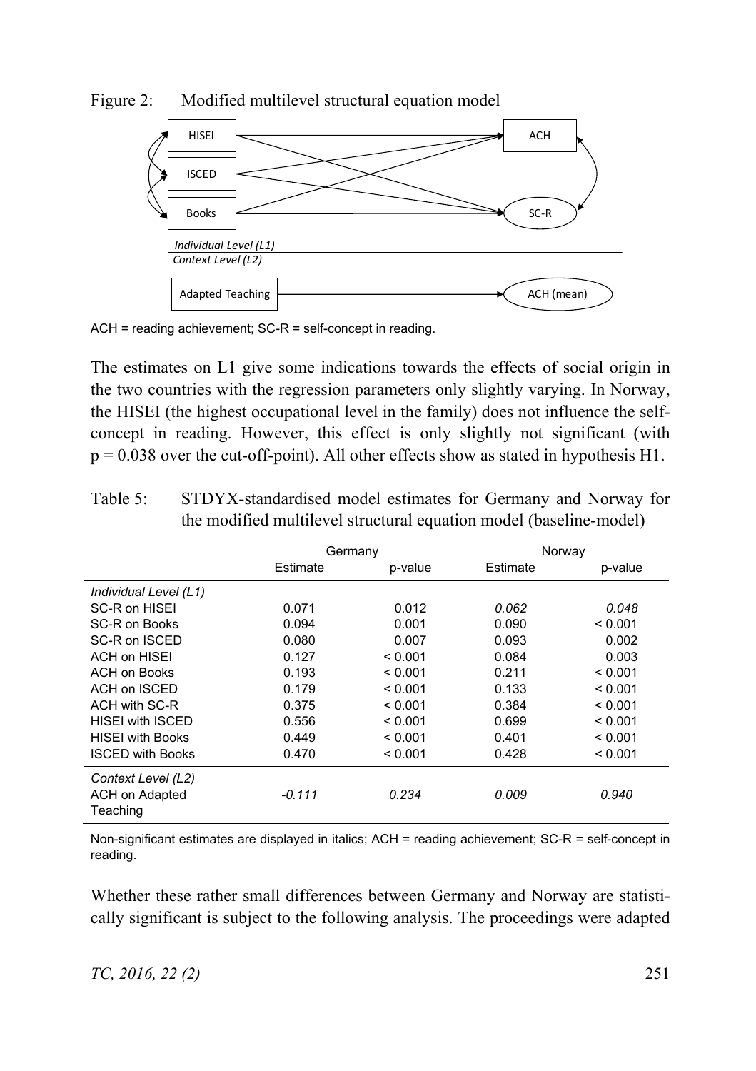Figure 2: Modified multilevel structural equation model

ACH = reading achievement; SC-R = self-concept in reading.

The estimates on L1 give some indications towards the effects of social origin in the two countries with the regression parameters only slightly varying. In Norway, the HISEI (the highest occupational level in the family) does not influence the self-concept in reading. However, this effect is only slightly not significant (with $p = 0.038$ over the cut-off-point). All other effects show as stated in hypothesis H1.

Table 5: STDYX-standardised model estimates for Germany and Norway for the modified multilevel structural equation model (baseline-model)

| | Germany | | Norway | |
|---|---|---|---|---|
| | Estimate | p-value | Estimate | p-value |
| *Individual Level (L1)* | | | | |
| SC-R on HISEI | 0.071 | 0.012 | *0.062* | *0.048* |
| SC-R on Books | 0.094 | 0.001 | 0.090 | < 0.001 |
| SC-R on ISCED | 0.080 | 0.007 | 0.093 | 0.002 |
| ACH on HISEI | 0.127 | < 0.001 | 0.084 | 0.003 |
| ACH on Books | 0.193 | < 0.001 | 0.211 | < 0.001 |
| ACH on ISCED | 0.179 | < 0.001 | 0.133 | < 0.001 |
| ACH with SC-R | 0.375 | < 0.001 | 0.384 | < 0.001 |
| HISEI with ISCED | 0.556 | < 0.001 | 0.699 | < 0.001 |
| HISEI with Books | 0.449 | < 0.001 | 0.401 | < 0.001 |
| ISCED with Books | 0.470 | < 0.001 | 0.428 | < 0.001 |
| *Context Level (L2)* | | | | |
| ACH on Adapted Teaching | *-0.111* | *0.234* | *0.009* | *0.940* |

Non-significant estimates are displayed in italics; ACH = reading achievement; SC-R = self-concept in reading.

Whether these rather small differences between Germany and Norway are statistically significant is subject to the following analysis. The proceedings were adapted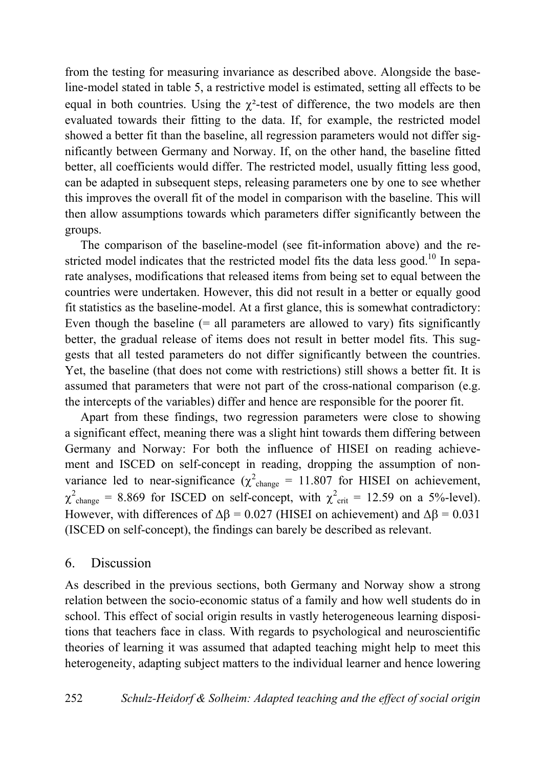from the testing for measuring invariance as described above. Alongside the baseline-model stated in table 5, a restrictive model is estimated, setting all effects to be equal in both countries. Using the $\chi^2$-test of difference, the two models are then evaluated towards their fitting to the data. If, for example, the restricted model showed a better fit than the baseline, all regression parameters would not differ significantly between Germany and Norway. If, on the other hand, the baseline fitted better, all coefficients would differ. The restricted model, usually fitting less good, can be adapted in subsequent steps, releasing parameters one by one to see whether this improves the overall fit of the model in comparison with the baseline. This will then allow assumptions towards which parameters differ significantly between the groups.

The comparison of the baseline-model (see fit-information above) and the restricted model indicates that the restricted model fits the data less good.[10] In separate analyses, modifications that released items from being set to equal between the countries were undertaken. However, this did not result in a better or equally good fit statistics as the baseline-model. At a first glance, this is somewhat contradictory: Even though the baseline (= all parameters are allowed to vary) fits significantly better, the gradual release of items does not result in better model fits. This suggests that all tested parameters do not differ significantly between the countries. Yet, the baseline (that does not come with restrictions) still shows a better fit. It is assumed that parameters that were not part of the cross-national comparison (e.g. the intercepts of the variables) differ and hence are responsible for the poorer fit.

Apart from these findings, two regression parameters were close to showing a significant effect, meaning there was a slight hint towards them differing between Germany and Norway: For both the influence of HISEI on reading achievement and ISCED on self-concept in reading, dropping the assumption of non-variance led to near-significance ($\chi^2_{change}$ = 11.807 for HISEI on achievement, $\chi^2_{change}$ = 8.869 for ISCED on self-concept, with $\chi^2_{crit}$ = 12.59 on a 5%-level). However, with differences of $\Delta\beta$ = 0.027 (HISEI on achievement) and $\Delta\beta$ = 0.031 (ISCED on self-concept), the findings can barely be described as relevant.

## 6. Discussion

As described in the previous sections, both Germany and Norway show a strong relation between the socio-economic status of a family and how well students do in school. This effect of social origin results in vastly heterogeneous learning dispositions that teachers face in class. With regards to psychological and neuroscientific theories of learning it was assumed that adapted teaching might help to meet this heterogeneity, adapting subject matters to the individual learner and hence lowering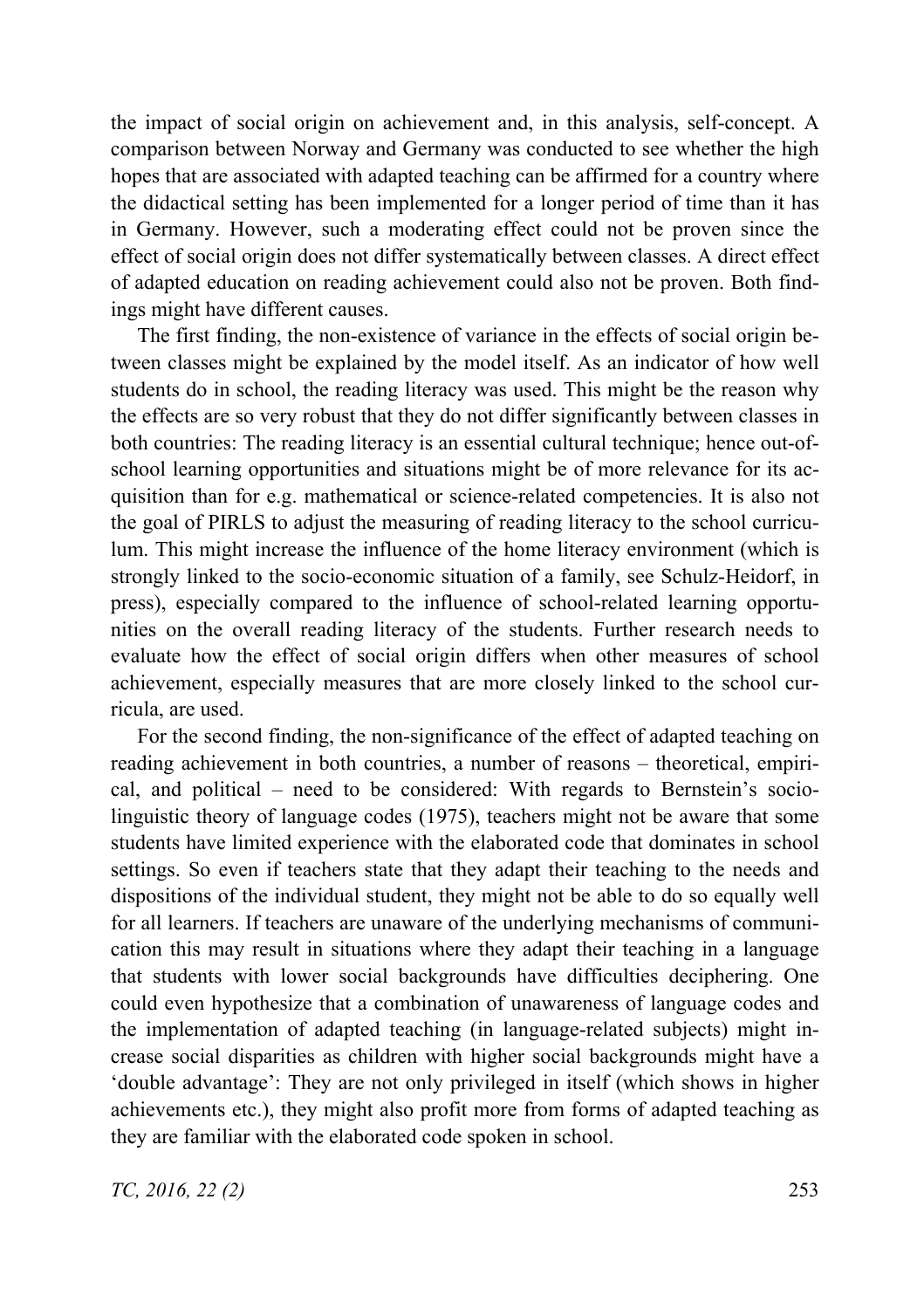the impact of social origin on achievement and, in this analysis, self-concept. A comparison between Norway and Germany was conducted to see whether the high hopes that are associated with adapted teaching can be affirmed for a country where the didactical setting has been implemented for a longer period of time than it has in Germany. However, such a moderating effect could not be proven since the effect of social origin does not differ systematically between classes. A direct effect of adapted education on reading achievement could also not be proven. Both findings might have different causes.

The first finding, the non-existence of variance in the effects of social origin between classes might be explained by the model itself. As an indicator of how well students do in school, the reading literacy was used. This might be the reason why the effects are so very robust that they do not differ significantly between classes in both countries: The reading literacy is an essential cultural technique; hence out-of-school learning opportunities and situations might be of more relevance for its acquisition than for e.g. mathematical or science-related competencies. It is also not the goal of PIRLS to adjust the measuring of reading literacy to the school curriculum. This might increase the influence of the home literacy environment (which is strongly linked to the socio-economic situation of a family, see Schulz-Heidorf, in press), especially compared to the influence of school-related learning opportunities on the overall reading literacy of the students. Further research needs to evaluate how the effect of social origin differs when other measures of school achievement, especially measures that are more closely linked to the school curricula, are used.

For the second finding, the non-significance of the effect of adapted teaching on reading achievement in both countries, a number of reasons – theoretical, empirical, and political – need to be considered: With regards to Bernstein's socio-linguistic theory of language codes (1975), teachers might not be aware that some students have limited experience with the elaborated code that dominates in school settings. So even if teachers state that they adapt their teaching to the needs and dispositions of the individual student, they might not be able to do so equally well for all learners. If teachers are unaware of the underlying mechanisms of communication this may result in situations where they adapt their teaching in a language that students with lower social backgrounds have difficulties deciphering. One could even hypothesize that a combination of unawareness of language codes and the implementation of adapted teaching (in language-related subjects) might increase social disparities as children with higher social backgrounds might have a 'double advantage': They are not only privileged in itself (which shows in higher achievements etc.), they might also profit more from forms of adapted teaching as they are familiar with the elaborated code spoken in school.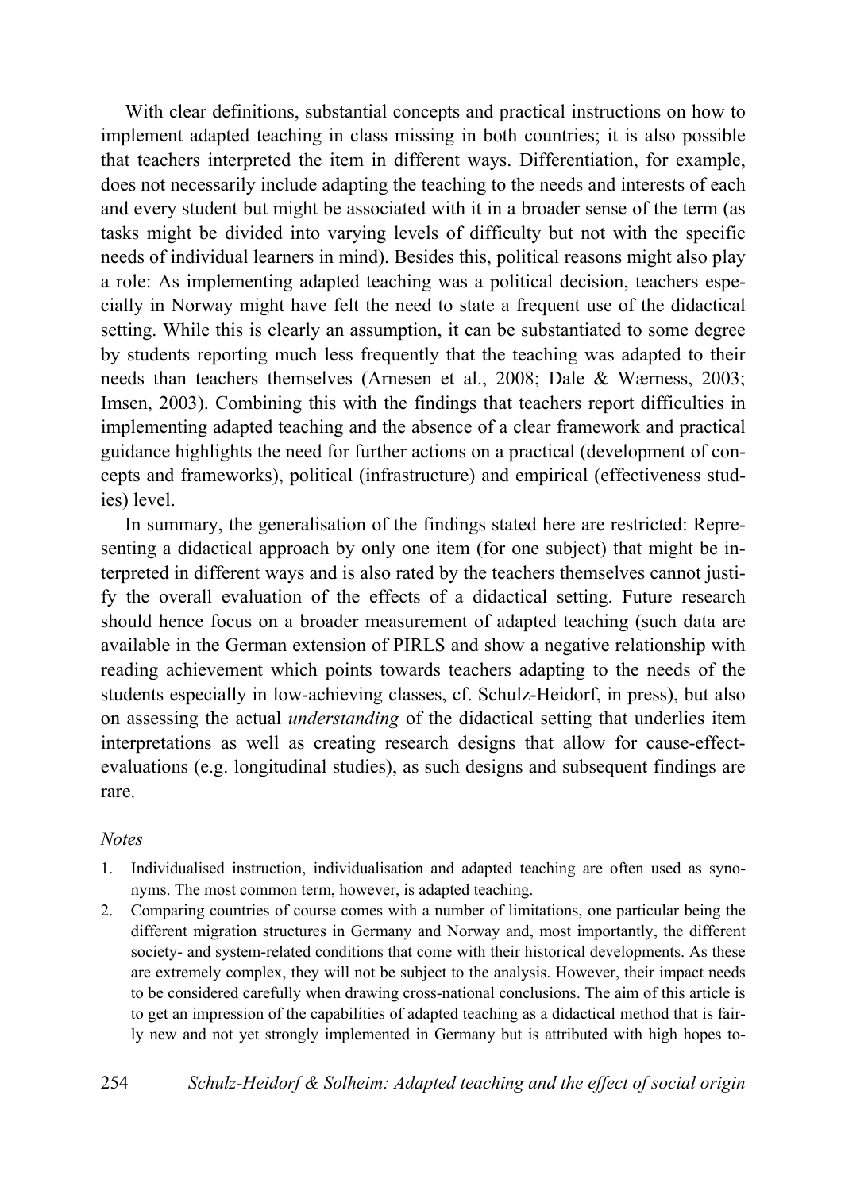With clear definitions, substantial concepts and practical instructions on how to implement adapted teaching in class missing in both countries; it is also possible that teachers interpreted the item in different ways. Differentiation, for example, does not necessarily include adapting the teaching to the needs and interests of each and every student but might be associated with it in a broader sense of the term (as tasks might be divided into varying levels of difficulty but not with the specific needs of individual learners in mind). Besides this, political reasons might also play a role: As implementing adapted teaching was a political decision, teachers especially in Norway might have felt the need to state a frequent use of the didactical setting. While this is clearly an assumption, it can be substantiated to some degree by students reporting much less frequently that the teaching was adapted to their needs than teachers themselves (Arnesen et al., 2008; Dale & Wærness, 2003; Imsen, 2003). Combining this with the findings that teachers report difficulties in implementing adapted teaching and the absence of a clear framework and practical guidance highlights the need for further actions on a practical (development of concepts and frameworks), political (infrastructure) and empirical (effectiveness studies) level.

In summary, the generalisation of the findings stated here are restricted: Representing a didactical approach by only one item (for one subject) that might be interpreted in different ways and is also rated by the teachers themselves cannot justify the overall evaluation of the effects of a didactical setting. Future research should hence focus on a broader measurement of adapted teaching (such data are available in the German extension of PIRLS and show a negative relationship with reading achievement which points towards teachers adapting to the needs of the students especially in low-achieving classes, cf. Schulz-Heidorf, in press), but also on assessing the actual *understanding* of the didactical setting that underlies item interpretations as well as creating research designs that allow for cause-effect-evaluations (e.g. longitudinal studies), as such designs and subsequent findings are rare.

*Notes*

1. Individualised instruction, individualisation and adapted teaching are often used as synonyms. The most common term, however, is adapted teaching.
2. Comparing countries of course comes with a number of limitations, one particular being the different migration structures in Germany and Norway and, most importantly, the different society- and system-related conditions that come with their historical developments. As these are extremely complex, they will not be subject to the analysis. However, their impact needs to be considered carefully when drawing cross-national conclusions. The aim of this article is to get an impression of the capabilities of adapted teaching as a didactical method that is fairly new and not yet strongly implemented in Germany but is attributed with high hopes to-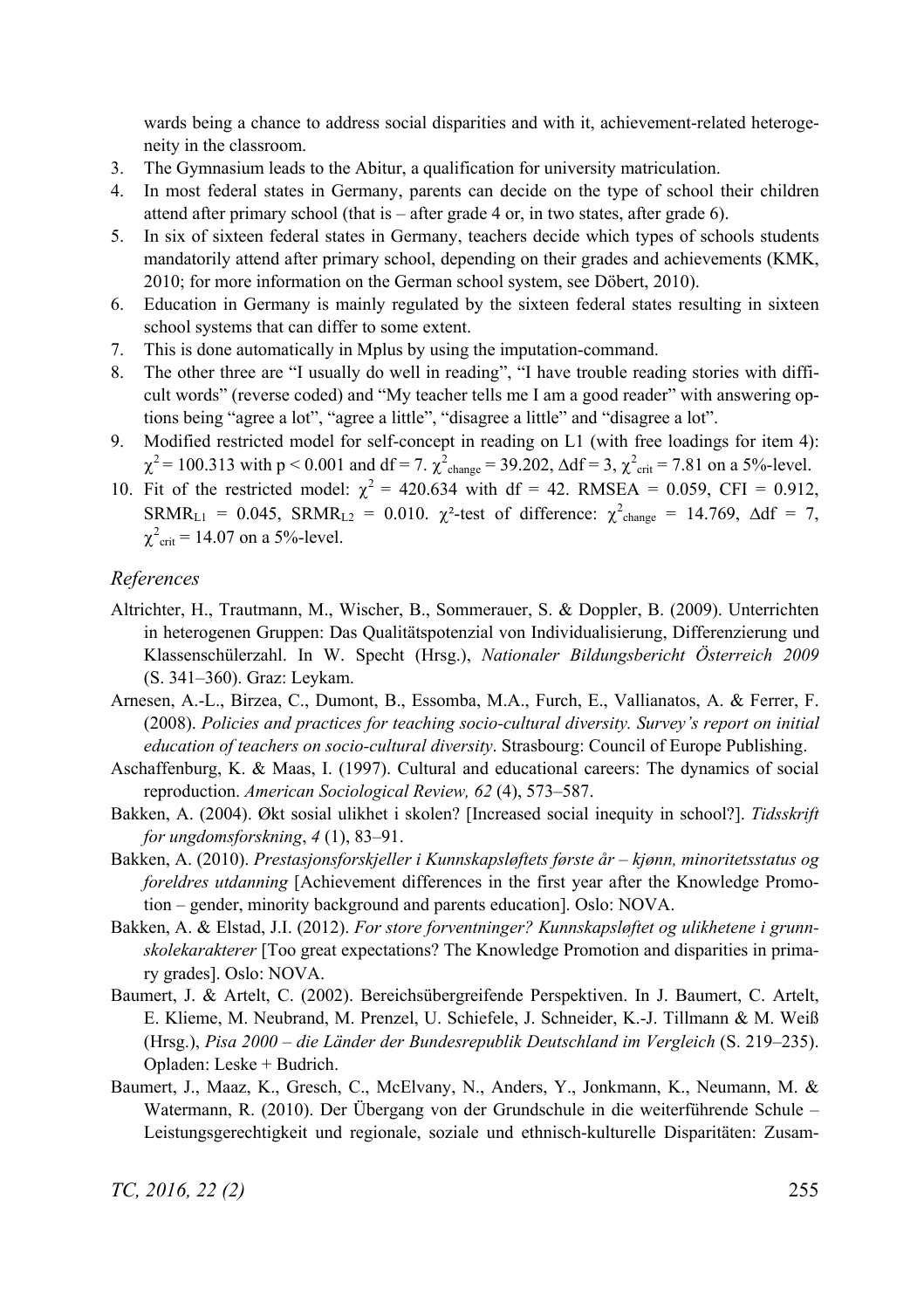wards being a chance to address social disparities and with it, achievement-related heterogeneity in the classroom.

3. The Gymnasium leads to the Abitur, a qualification for university matriculation.
4. In most federal states in Germany, parents can decide on the type of school their children attend after primary school (that is – after grade 4 or, in two states, after grade 6).
5. In six of sixteen federal states in Germany, teachers decide which types of schools students mandatorily attend after primary school, depending on their grades and achievements (KMK, 2010; for more information on the German school system, see Döbert, 2010).
6. Education in Germany is mainly regulated by the sixteen federal states resulting in sixteen school systems that can differ to some extent.
7. This is done automatically in Mplus by using the imputation-command.
8. The other three are "I usually do well in reading", "I have trouble reading stories with difficult words" (reverse coded) and "My teacher tells me I am a good reader" with answering options being "agree a lot", "agree a little", "disagree a little" and "disagree a lot".
9. Modified restricted model for self-concept in reading on L1 (with free loadings for item 4): $\chi^2 = 100.313$ with $p < 0.001$ and df = 7. $\chi^2_{change} = 39.202$, $\Delta df = 3$, $\chi^2_{crit} = 7.81$ on a 5%-level.
10. Fit of the restricted model: $\chi^2 = 420.634$ with df = 42. RMSEA = 0.059, CFI = 0.912, $SRMR_{L1} = 0.045$, $SRMR_{L2} = 0.010$. $\chi^2$-test of difference: $\chi^2_{change} = 14.769$, $\Delta df = 7$, $\chi^2_{crit} = 14.07$ on a 5%-level.

## *References*

Altrichter, H., Trautmann, M., Wischer, B., Sommerauer, S. & Doppler, B. (2009). Unterrichten in heterogenen Gruppen: Das Qualitätspotenzial von Individualisierung, Differenzierung und Klassenschülerzahl. In W. Specht (Hrsg.), *Nationaler Bildungsbericht Österreich 2009* (S. 341–360). Graz: Leykam.

Arnesen, A.-L., Birzea, C., Dumont, B., Essomba, M.A., Furch, E., Vallianatos, A. & Ferrer, F. (2008). *Policies and practices for teaching socio-cultural diversity. Survey's report on initial education of teachers on socio-cultural diversity*. Strasbourg: Council of Europe Publishing.

Aschaffenburg, K. & Maas, I. (1997). Cultural and educational careers: The dynamics of social reproduction. *American Sociological Review, 62* (4), 573–587.

Bakken, A. (2004). Økt sosial ulikhet i skolen? [Increased social inequity in school?]. *Tidsskrift for ungdomsforskning*, *4* (1), 83–91.

Bakken, A. (2010). *Prestasjonsforskjeller i Kunnskapsløftets første år – kjønn, minoritetsstatus og foreldres utdanning* [Achievement differences in the first year after the Knowledge Promotion – gender, minority background and parents education]. Oslo: NOVA.

Bakken, A. & Elstad, J.I. (2012). *For store forventninger? Kunnskapsløftet og ulikhetene i grunnskolekarakterer* [Too great expectations? The Knowledge Promotion and disparities in primary grades]. Oslo: NOVA.

Baumert, J. & Artelt, C. (2002). Bereichsübergreifende Perspektiven. In J. Baumert, C. Artelt, E. Klieme, M. Neubrand, M. Prenzel, U. Schiefele, J. Schneider, K.-J. Tillmann & M. Weiß (Hrsg.), *Pisa 2000 – die Länder der Bundesrepublik Deutschland im Vergleich* (S. 219–235). Opladen: Leske + Budrich.

Baumert, J., Maaz, K., Gresch, C., McElvany, N., Anders, Y., Jonkmann, K., Neumann, M. & Watermann, R. (2010). Der Übergang von der Grundschule in die weiterführende Schule – Leistungsgerechtigkeit und regionale, soziale und ethnisch-kulturelle Disparitäten: Zusam-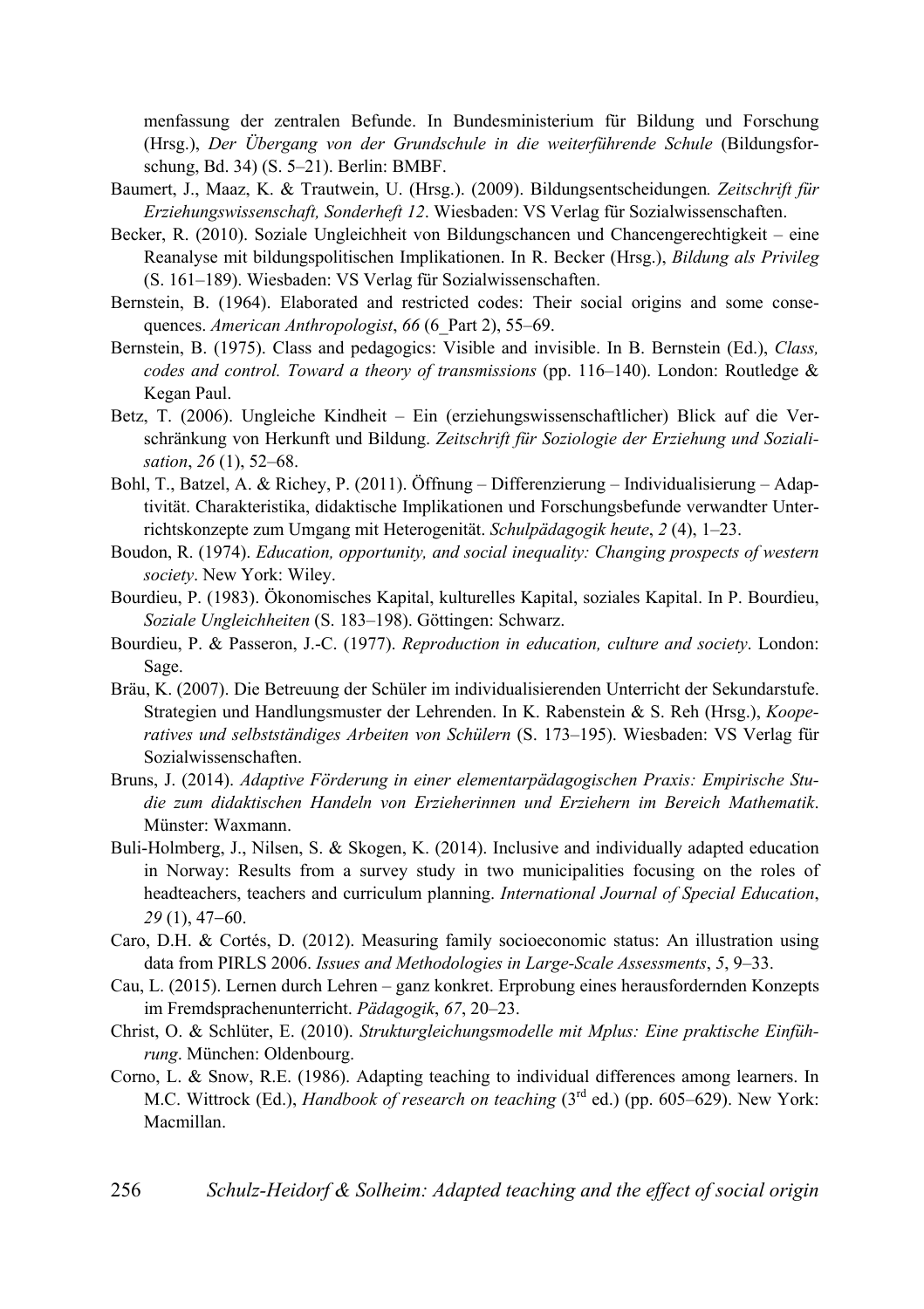menfassung der zentralen Befunde. In Bundesministerium für Bildung und Forschung (Hrsg.), *Der Übergang von der Grundschule in die weiterführende Schule* (Bildungsforschung, Bd. 34) (S. 5–21). Berlin: BMBF.

Baumert, J., Maaz, K. & Trautwein, U. (Hrsg.). (2009). Bildungsentscheidungen*. Zeitschrift für Erziehungswissenschaft, Sonderheft 12*. Wiesbaden: VS Verlag für Sozialwissenschaften.

Becker, R. (2010). Soziale Ungleichheit von Bildungschancen und Chancengerechtigkeit – eine Reanalyse mit bildungspolitischen Implikationen. In R. Becker (Hrsg.), *Bildung als Privileg* (S. 161–189). Wiesbaden: VS Verlag für Sozialwissenschaften.

Bernstein, B. (1964). Elaborated and restricted codes: Their social origins and some consequences. *American Anthropologist*, *66* (6_Part 2), 55–69.

Bernstein, B. (1975). Class and pedagogics: Visible and invisible. In B. Bernstein (Ed.), *Class, codes and control. Toward a theory of transmissions* (pp. 116–140). London: Routledge & Kegan Paul.

Betz, T. (2006). Ungleiche Kindheit – Ein (erziehungswissenschaftlicher) Blick auf die Verschränkung von Herkunft und Bildung. *Zeitschrift für Soziologie der Erziehung und Sozialisation*, *26* (1), 52–68.

Bohl, T., Batzel, A. & Richey, P. (2011). Öffnung – Differenzierung – Individualisierung – Adaptivität. Charakteristika, didaktische Implikationen und Forschungsbefunde verwandter Unterrichtskonzepte zum Umgang mit Heterogenität. *Schulpädagogik heute*, *2* (4), 1–23.

Boudon, R. (1974). *Education, opportunity, and social inequality: Changing prospects of western society*. New York: Wiley.

Bourdieu, P. (1983). Ökonomisches Kapital, kulturelles Kapital, soziales Kapital. In P. Bourdieu, *Soziale Ungleichheiten* (S. 183–198). Göttingen: Schwarz.

Bourdieu, P. & Passeron, J.-C. (1977). *Reproduction in education, culture and society*. London: Sage.

Bräu, K. (2007). Die Betreuung der Schüler im individualisierenden Unterricht der Sekundarstufe. Strategien und Handlungsmuster der Lehrenden. In K. Rabenstein & S. Reh (Hrsg.), *Kooperatives und selbstständiges Arbeiten von Schülern* (S. 173–195). Wiesbaden: VS Verlag für Sozialwissenschaften.

Bruns, J. (2014). *Adaptive Förderung in einer elementarpädagogischen Praxis: Empirische Studie zum didaktischen Handeln von Erzieherinnen und Erziehern im Bereich Mathematik*. Münster: Waxmann.

Buli-Holmberg, J., Nilsen, S. & Skogen, K. (2014). Inclusive and individually adapted education in Norway: Results from a survey study in two municipalities focusing on the roles of headteachers, teachers and curriculum planning. *International Journal of Special Education*, *29* (1), 47–60.

Caro, D.H. & Cortés, D. (2012). Measuring family socioeconomic status: An illustration using data from PIRLS 2006. *Issues and Methodologies in Large-Scale Assessments*, *5*, 9–33.

Cau, L. (2015). Lernen durch Lehren – ganz konkret. Erprobung eines herausfordernden Konzepts im Fremdsprachenunterricht. *Pädagogik*, *67*, 20–23.

Christ, O. & Schlüter, E. (2010). *Strukturgleichungsmodelle mit Mplus: Eine praktische Einführung*. München: Oldenbourg.

Corno, L. & Snow, R.E. (1986). Adapting teaching to individual differences among learners. In M.C. Wittrock (Ed.), *Handbook of research on teaching* (3rd ed.) (pp. 605–629). New York: Macmillan.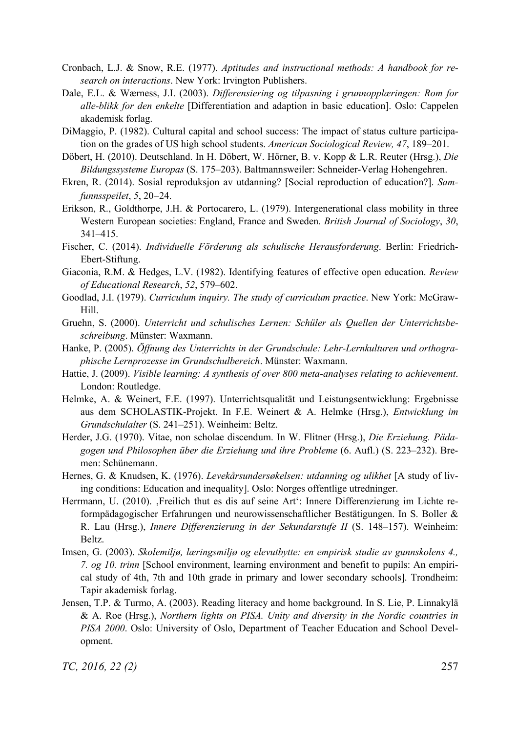Cronbach, L.J. & Snow, R.E. (1977). *Aptitudes and instructional methods: A handbook for research on interactions*. New York: Irvington Publishers.

Dale, E.L. & Wærness, J.I. (2003). *Differensiering og tilpasning i grunnopplæringen: Rom for alle-blikk for den enkelte* [Differentiation and adaption in basic education]. Oslo: Cappelen akademisk forlag.

DiMaggio, P. (1982). Cultural capital and school success: The impact of status culture participation on the grades of US high school students. *American Sociological Review, 47*, 189–201.

Döbert, H. (2010). Deutschland. In H. Döbert, W. Hörner, B. v. Kopp & L.R. Reuter (Hrsg.), *Die Bildungssysteme Europas* (S. 175–203). Baltmannsweiler: Schneider-Verlag Hohengehren.

Ekren, R. (2014). Sosial reproduksjon av utdanning? [Social reproduction of education?]. *Samfunnsspeilet*, *5*, 20–24.

Erikson, R., Goldthorpe, J.H. & Portocarero, L. (1979). Intergenerational class mobility in three Western European societies: England, France and Sweden. *British Journal of Sociology*, *30*, 341–415.

Fischer, C. (2014). *Individuelle Förderung als schulische Herausforderung*. Berlin: Friedrich-Ebert-Stiftung.

Giaconia, R.M. & Hedges, L.V. (1982). Identifying features of effective open education. *Review of Educational Research*, *52*, 579–602.

Goodlad, J.I. (1979). *Curriculum inquiry. The study of curriculum practice*. New York: McGraw-Hill.

Gruehn, S. (2000). *Unterricht und schulisches Lernen: Schüler als Quellen der Unterrichtsbeschreibung*. Münster: Waxmann.

Hanke, P. (2005). *Öffnung des Unterrichts in der Grundschule: Lehr-Lernkulturen und orthographische Lernprozesse im Grundschulbereich*. Münster: Waxmann.

Hattie, J. (2009). *Visible learning: A synthesis of over 800 meta-analyses relating to achievement*. London: Routledge.

Helmke, A. & Weinert, F.E. (1997). Unterrichtsqualität und Leistungsentwicklung: Ergebnisse aus dem SCHOLASTIK-Projekt. In F.E. Weinert & A. Helmke (Hrsg.), *Entwicklung im Grundschulalter* (S. 241–251). Weinheim: Beltz.

Herder, J.G. (1970). Vitae, non scholae discendum. In W. Flitner (Hrsg.), *Die Erziehung. Pädagogen und Philosophen über die Erziehung und ihre Probleme* (6. Aufl.) (S. 223–232). Bremen: Schünemann.

Hernes, G. & Knudsen, K. (1976). *Levekårsundersøkelsen: utdanning og ulikhet* [A study of living conditions: Education and inequality]. Oslo: Norges offentlige utredninger.

Herrmann, U. (2010). ‚Freilich thut es dis auf seine Art': Innere Differenzierung im Lichte reformpädagogischer Erfahrungen und neurowissenschaftlicher Bestätigungen. In S. Boller & R. Lau (Hrsg.), *Innere Differenzierung in der Sekundarstufe II* (S. 148–157). Weinheim: Beltz.

Imsen, G. (2003). *Skolemiljø, læringsmiljø og elevutbytte: en empirisk studie av gunnskolens 4., 7. og 10. trinn* [School environment, learning environment and benefit to pupils: An empirical study of 4th, 7th and 10th grade in primary and lower secondary schools]. Trondheim: Tapir akademisk forlag.

Jensen, T.P. & Turmo, A. (2003). Reading literacy and home background. In S. Lie, P. Linnakylä & A. Roe (Hrsg.), *Northern lights on PISA. Unity and diversity in the Nordic countries in PISA 2000*. Oslo: University of Oslo, Department of Teacher Education and School Development.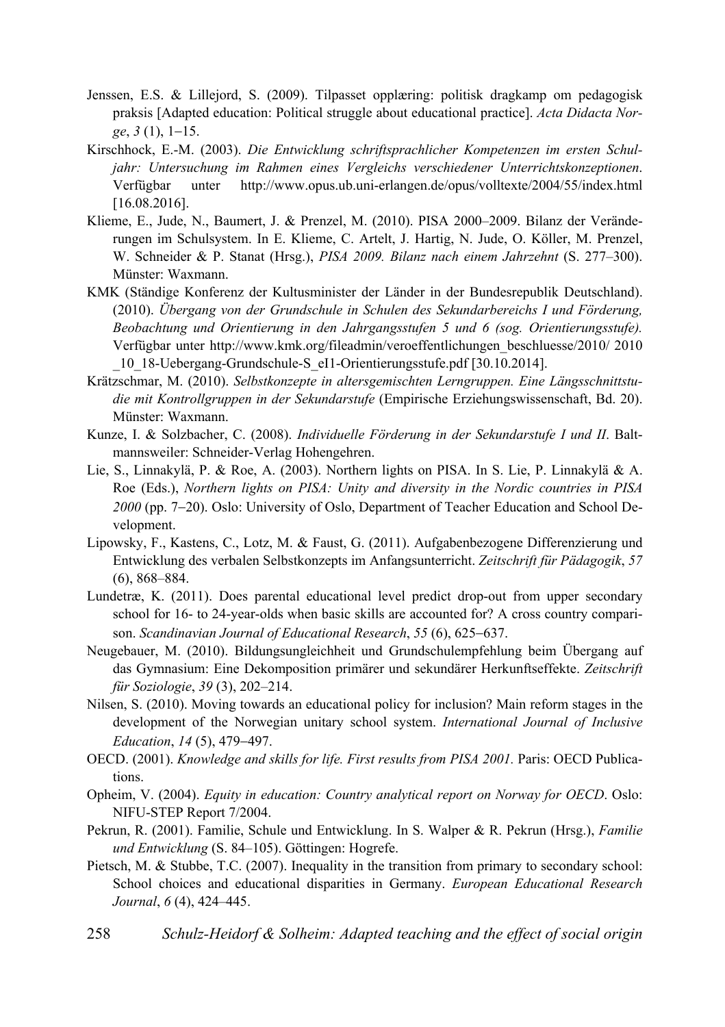Jenssen, E.S. & Lillejord, S. (2009). Tilpasset opplæring: politisk dragkamp om pedagogisk praksis [Adapted education: Political struggle about educational practice]. *Acta Didacta Norge*, *3* (1), 1–15.

Kirschhock, E.-M. (2003). *Die Entwicklung schriftsprachlicher Kompetenzen im ersten Schuljahr: Untersuchung im Rahmen eines Vergleichs verschiedener Unterrichtskonzeptionen*. Verfügbar unter http://www.opus.ub.uni-erlangen.de/opus/volltexte/2004/55/index.html [16.08.2016].

Klieme, E., Jude, N., Baumert, J. & Prenzel, M. (2010). PISA 2000–2009. Bilanz der Veränderungen im Schulsystem. In E. Klieme, C. Artelt, J. Hartig, N. Jude, O. Köller, M. Prenzel, W. Schneider & P. Stanat (Hrsg.), *PISA 2009. Bilanz nach einem Jahrzehnt* (S. 277–300). Münster: Waxmann.

KMK (Ständige Konferenz der Kultusminister der Länder in der Bundesrepublik Deutschland). (2010). *Übergang von der Grundschule in Schulen des Sekundarbereichs I und Förderung, Beobachtung und Orientierung in den Jahrgangsstufen 5 und 6 (sog. Orientierungsstufe).* Verfügbar unter http://www.kmk.org/fileadmin/veroeffentlichungen_beschluesse/2010/ 2010 _10_18-Uebergang-Grundschule-S_eI1-Orientierungsstufe.pdf [30.10.2014].

Krätzschmar, M. (2010). *Selbstkonzepte in altersgemischten Lerngruppen. Eine Längsschnittstudie mit Kontrollgruppen in der Sekundarstufe* (Empirische Erziehungswissenschaft, Bd. 20). Münster: Waxmann.

Kunze, I. & Solzbacher, C. (2008). *Individuelle Förderung in der Sekundarstufe I und II*. Baltmannsweiler: Schneider-Verlag Hohengehren.

Lie, S., Linnakylä, P. & Roe, A. (2003). Northern lights on PISA. In S. Lie, P. Linnakylä & A. Roe (Eds.), *Northern lights on PISA: Unity and diversity in the Nordic countries in PISA 2000* (pp. 7–20). Oslo: University of Oslo, Department of Teacher Education and School Development.

Lipowsky, F., Kastens, C., Lotz, M. & Faust, G. (2011). Aufgabenbezogene Differenzierung und Entwicklung des verbalen Selbstkonzepts im Anfangsunterricht. *Zeitschrift für Pädagogik*, *57* (6), 868–884.

Lundetræ, K. (2011). Does parental educational level predict drop-out from upper secondary school for 16- to 24-year-olds when basic skills are accounted for? A cross country comparison. *Scandinavian Journal of Educational Research*, *55* (6), 625–637.

Neugebauer, M. (2010). Bildungsungleichheit und Grundschulempfehlung beim Übergang auf das Gymnasium: Eine Dekomposition primärer und sekundärer Herkunftseffekte. *Zeitschrift für Soziologie*, *39* (3), 202–214.

Nilsen, S. (2010). Moving towards an educational policy for inclusion? Main reform stages in the development of the Norwegian unitary school system. *International Journal of Inclusive Education*, *14* (5), 479–497.

OECD. (2001). *Knowledge and skills for life. First results from PISA 2001.* Paris: OECD Publications.

Opheim, V. (2004). *Equity in education: Country analytical report on Norway for OECD*. Oslo: NIFU-STEP Report 7/2004.

Pekrun, R. (2001). Familie, Schule und Entwicklung. In S. Walper & R. Pekrun (Hrsg.), *Familie und Entwicklung* (S. 84–105). Göttingen: Hogrefe.

Pietsch, M. & Stubbe, T.C. (2007). Inequality in the transition from primary to secondary school: School choices and educational disparities in Germany. *European Educational Research Journal*, *6* (4), 424–445.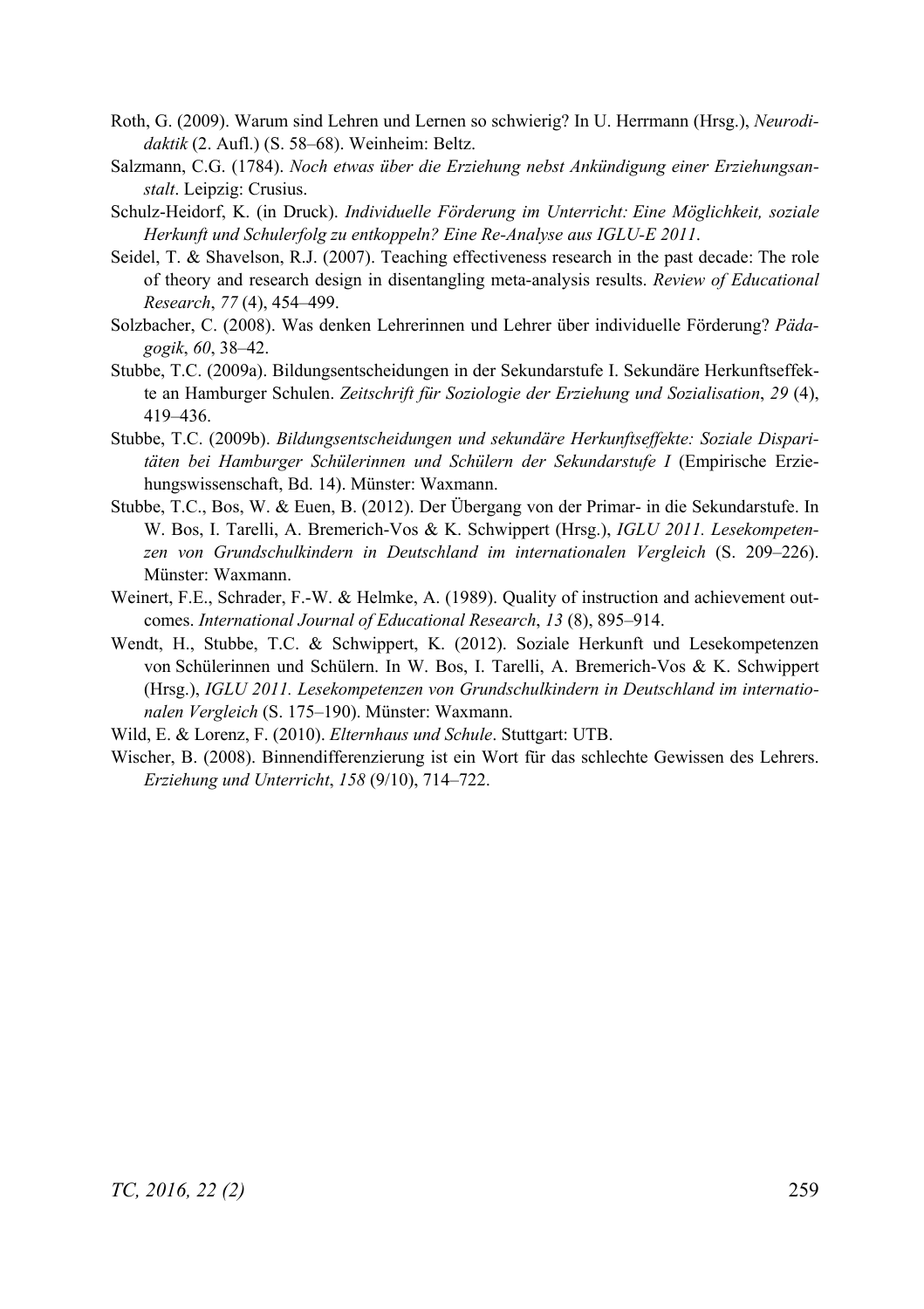Roth, G. (2009). Warum sind Lehren und Lernen so schwierig? In U. Herrmann (Hrsg.), *Neurodidaktik* (2. Aufl.) (S. 58–68). Weinheim: Beltz.

Salzmann, C.G. (1784). *Noch etwas über die Erziehung nebst Ankündigung einer Erziehungsanstalt*. Leipzig: Crusius.

Schulz-Heidorf, K. (in Druck). *Individuelle Förderung im Unterricht: Eine Möglichkeit, soziale Herkunft und Schulerfolg zu entkoppeln? Eine Re-Analyse aus IGLU-E 2011*.

Seidel, T. & Shavelson, R.J. (2007). Teaching effectiveness research in the past decade: The role of theory and research design in disentangling meta-analysis results. *Review of Educational Research*, *77* (4), 454–499.

Solzbacher, C. (2008). Was denken Lehrerinnen und Lehrer über individuelle Förderung? *Pädagogik*, *60*, 38–42.

Stubbe, T.C. (2009a). Bildungsentscheidungen in der Sekundarstufe I. Sekundäre Herkunftseffekte an Hamburger Schulen. *Zeitschrift für Soziologie der Erziehung und Sozialisation*, *29* (4), 419–436.

Stubbe, T.C. (2009b). *Bildungsentscheidungen und sekundäre Herkunftseffekte: Soziale Disparitäten bei Hamburger Schülerinnen und Schülern der Sekundarstufe I* (Empirische Erziehungswissenschaft, Bd. 14). Münster: Waxmann.

Stubbe, T.C., Bos, W. & Euen, B. (2012). Der Übergang von der Primar- in die Sekundarstufe. In W. Bos, I. Tarelli, A. Bremerich-Vos & K. Schwippert (Hrsg.), *IGLU 2011. Lesekompetenzen von Grundschulkindern in Deutschland im internationalen Vergleich* (S. 209–226). Münster: Waxmann.

Weinert, F.E., Schrader, F.-W. & Helmke, A. (1989). Quality of instruction and achievement outcomes. *International Journal of Educational Research*, *13* (8), 895–914.

Wendt, H., Stubbe, T.C. & Schwippert, K. (2012). Soziale Herkunft und Lesekompetenzen von Schülerinnen und Schülern. In W. Bos, I. Tarelli, A. Bremerich-Vos & K. Schwippert (Hrsg.), *IGLU 2011. Lesekompetenzen von Grundschulkindern in Deutschland im internationalen Vergleich* (S. 175–190). Münster: Waxmann.

Wild, E. & Lorenz, F. (2010). *Elternhaus und Schule*. Stuttgart: UTB.

Wischer, B. (2008). Binnendifferenzierung ist ein Wort für das schlechte Gewissen des Lehrers. *Erziehung und Unterricht*, *158* (9/10), 714–722.